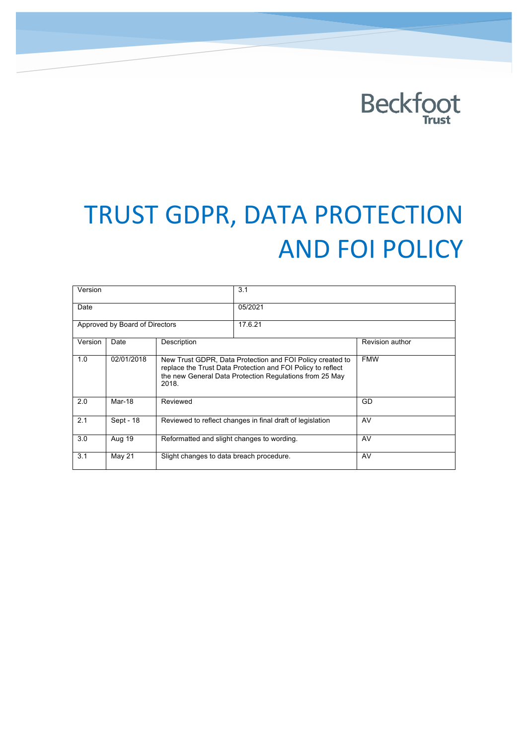Beckfoot Trust

# TRUST GDPR, DATA PROTECTION AND FOI POLICY

| Version | | 3.1 | |
|---|---|---|---|
| Date | | 05/2021 | |
| Approved by Board of Directors | | 17.6.21 | |

| Version | Date | Description | Revision author |
|---|---|---|---|
| 1.0 | 02/01/2018 | New Trust GDPR, Data Protection and FOI Policy created to replace the Trust Data Protection and FOI Policy to reflect the new General Data Protection Regulations from 25 May 2018. | FMW |
| 2.0 | Mar-18 | Reviewed | GD |
| 2.1 | Sept - 18 | Reviewed to reflect changes in final draft of legislation | AV |
| 3.0 | Aug 19 | Reformatted and slight changes to wording. | AV |
| 3.1 | May 21 | Slight changes to data breach procedure. | AV |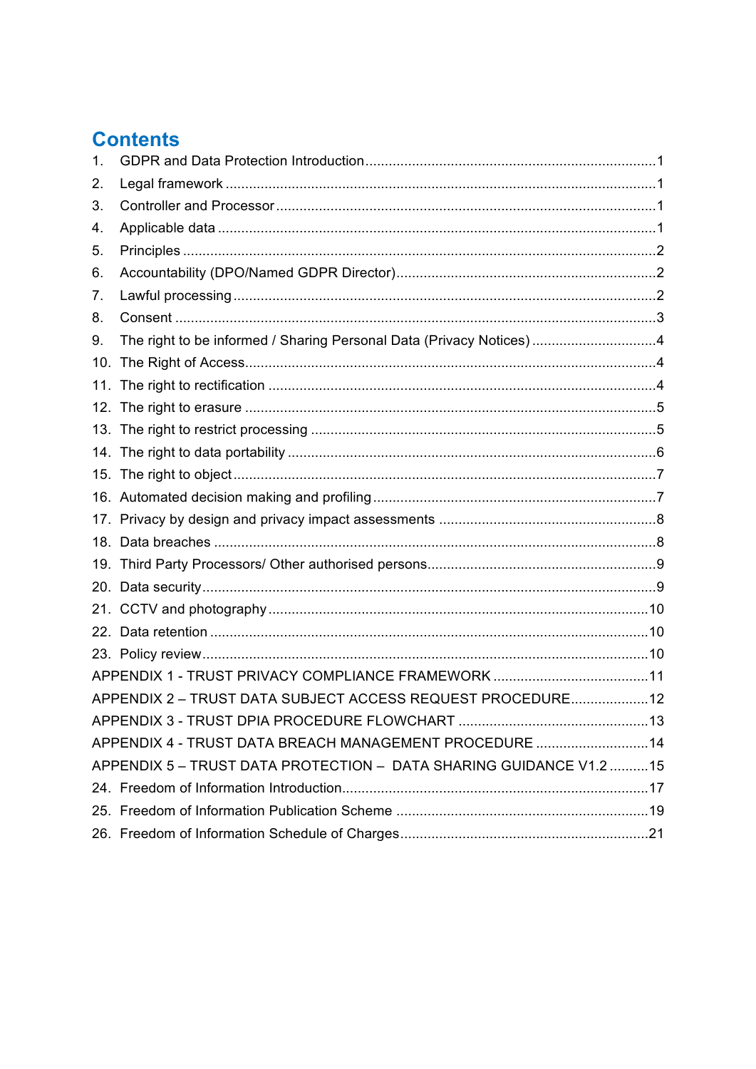## Contents

1. GDPR and Data Protection Introduction ..... 1
2. Legal framework ..... 1
3. Controller and Processor ..... 1
4. Applicable data ..... 1
5. Principles ..... 2
6. Accountability (DPO/Named GDPR Director) ..... 2
7. Lawful processing ..... 2
8. Consent ..... 3
9. The right to be informed / Sharing Personal Data (Privacy Notices) ..... 4
10. The Right of Access ..... 4
11. The right to rectification ..... 4
12. The right to erasure ..... 5
13. The right to restrict processing ..... 5
14. The right to data portability ..... 6
15. The right to object ..... 7
16. Automated decision making and profiling ..... 7
17. Privacy by design and privacy impact assessments ..... 8
18. Data breaches ..... 8
19. Third Party Processors/ Other authorised persons ..... 9
20. Data security ..... 9
21. CCTV and photography ..... 10
22. Data retention ..... 10
23. Policy review ..... 10

APPENDIX 1 - TRUST PRIVACY COMPLIANCE FRAMEWORK ..... 11

APPENDIX 2 – TRUST DATA SUBJECT ACCESS REQUEST PROCEDURE ..... 12

APPENDIX 3 - TRUST DPIA PROCEDURE FLOWCHART ..... 13

APPENDIX 4 - TRUST DATA BREACH MANAGEMENT PROCEDURE ..... 14

APPENDIX 5 – TRUST DATA PROTECTION – DATA SHARING GUIDANCE V1.2 ..... 15

24. Freedom of Information Introduction ..... 17
25. Freedom of Information Publication Scheme ..... 19
26. Freedom of Information Schedule of Charges ..... 21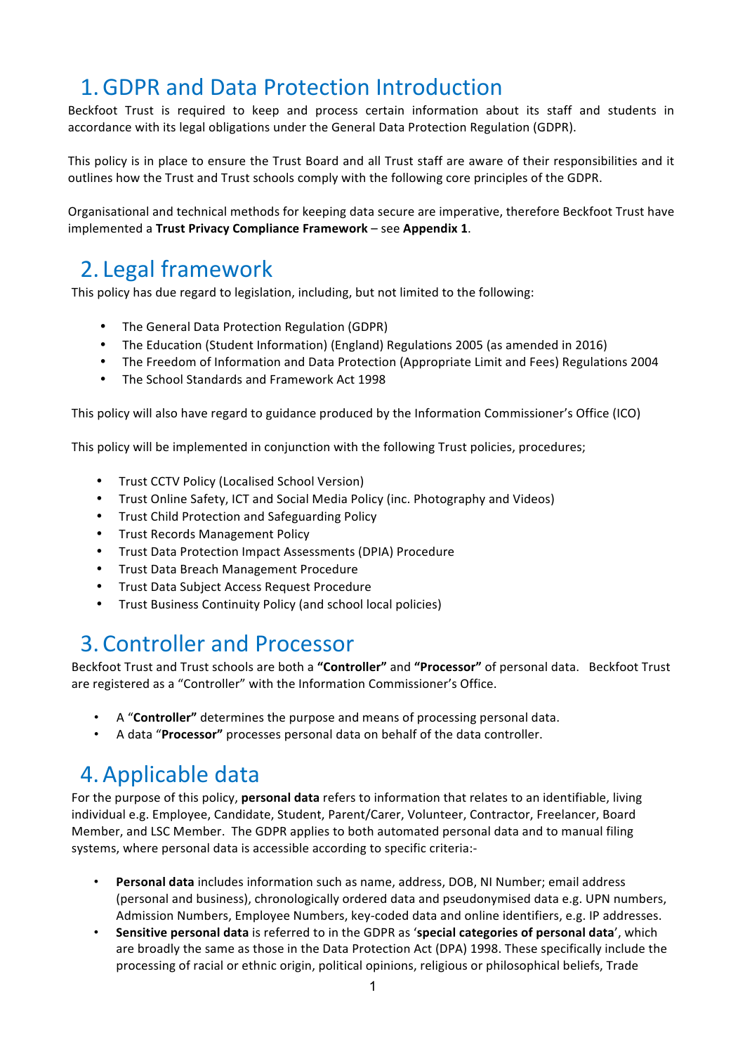# 1. GDPR and Data Protection Introduction

Beckfoot Trust is required to keep and process certain information about its staff and students in accordance with its legal obligations under the General Data Protection Regulation (GDPR).

This policy is in place to ensure the Trust Board and all Trust staff are aware of their responsibilities and it outlines how the Trust and Trust schools comply with the following core principles of the GDPR.

Organisational and technical methods for keeping data secure are imperative, therefore Beckfoot Trust have implemented a **Trust Privacy Compliance Framework** – see **Appendix 1**.

# 2. Legal framework

This policy has due regard to legislation, including, but not limited to the following:

- The General Data Protection Regulation (GDPR)
- The Education (Student Information) (England) Regulations 2005 (as amended in 2016)
- The Freedom of Information and Data Protection (Appropriate Limit and Fees) Regulations 2004
- The School Standards and Framework Act 1998

This policy will also have regard to guidance produced by the Information Commissioner's Office (ICO)

This policy will be implemented in conjunction with the following Trust policies, procedures;

- Trust CCTV Policy (Localised School Version)
- Trust Online Safety, ICT and Social Media Policy (inc. Photography and Videos)
- Trust Child Protection and Safeguarding Policy
- Trust Records Management Policy
- Trust Data Protection Impact Assessments (DPIA) Procedure
- Trust Data Breach Management Procedure
- Trust Data Subject Access Request Procedure
- Trust Business Continuity Policy (and school local policies)

# 3. Controller and Processor

Beckfoot Trust and Trust schools are both a **"Controller"** and **"Processor"** of personal data. Beckfoot Trust are registered as a "Controller" with the Information Commissioner's Office.

- A "**Controller"** determines the purpose and means of processing personal data.
- A data "**Processor"** processes personal data on behalf of the data controller.

# 4. Applicable data

For the purpose of this policy, **personal data** refers to information that relates to an identifiable, living individual e.g. Employee, Candidate, Student, Parent/Carer, Volunteer, Contractor, Freelancer, Board Member, and LSC Member. The GDPR applies to both automated personal data and to manual filing systems, where personal data is accessible according to specific criteria:-

- **Personal data** includes information such as name, address, DOB, NI Number; email address (personal and business), chronologically ordered data and pseudonymised data e.g. UPN numbers, Admission Numbers, Employee Numbers, key-coded data and online identifiers, e.g. IP addresses.
- **Sensitive personal data** is referred to in the GDPR as '**special categories of personal data**', which are broadly the same as those in the Data Protection Act (DPA) 1998. These specifically include the processing of racial or ethnic origin, political opinions, religious or philosophical beliefs, Trade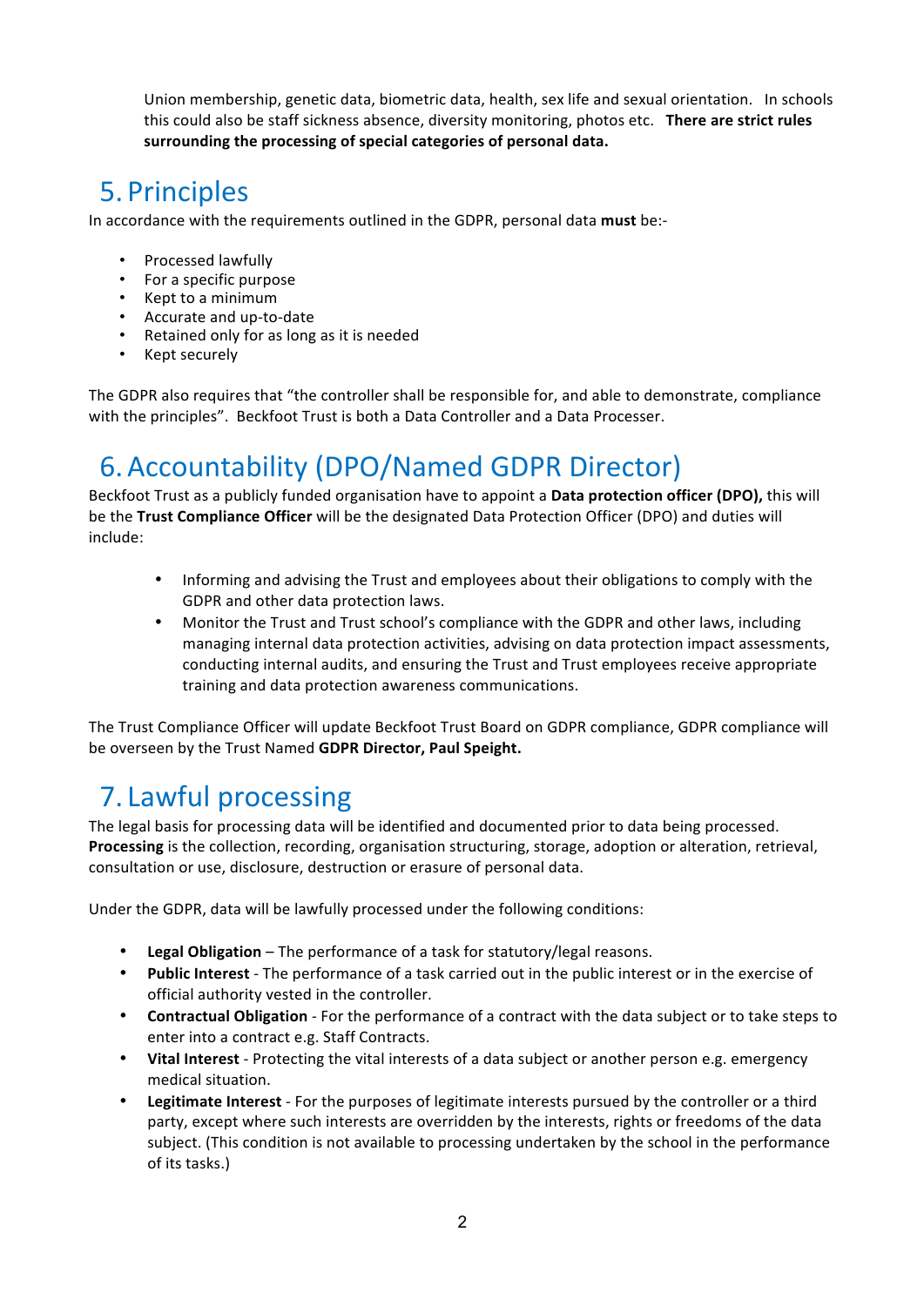Union membership, genetic data, biometric data, health, sex life and sexual orientation. In schools this could also be staff sickness absence, diversity monitoring, photos etc. **There are strict rules surrounding the processing of special categories of personal data.**

## 5. Principles

In accordance with the requirements outlined in the GDPR, personal data **must** be:-

- Processed lawfully
- For a specific purpose
- Kept to a minimum
- Accurate and up-to-date
- Retained only for as long as it is needed
- Kept securely

The GDPR also requires that "the controller shall be responsible for, and able to demonstrate, compliance with the principles". Beckfoot Trust is both a Data Controller and a Data Processer.

## 6. Accountability (DPO/Named GDPR Director)

Beckfoot Trust as a publicly funded organisation have to appoint a **Data protection officer (DPO),** this will be the **Trust Compliance Officer** will be the designated Data Protection Officer (DPO) and duties will include:

- Informing and advising the Trust and employees about their obligations to comply with the GDPR and other data protection laws.
- Monitor the Trust and Trust school's compliance with the GDPR and other laws, including managing internal data protection activities, advising on data protection impact assessments, conducting internal audits, and ensuring the Trust and Trust employees receive appropriate training and data protection awareness communications.

The Trust Compliance Officer will update Beckfoot Trust Board on GDPR compliance, GDPR compliance will be overseen by the Trust Named **GDPR Director, Paul Speight.**

## 7. Lawful processing

The legal basis for processing data will be identified and documented prior to data being processed. **Processing** is the collection, recording, organisation structuring, storage, adoption or alteration, retrieval, consultation or use, disclosure, destruction or erasure of personal data.

Under the GDPR, data will be lawfully processed under the following conditions:

- **Legal Obligation** – The performance of a task for statutory/legal reasons.
- **Public Interest** - The performance of a task carried out in the public interest or in the exercise of official authority vested in the controller.
- **Contractual Obligation** - For the performance of a contract with the data subject or to take steps to enter into a contract e.g. Staff Contracts.
- **Vital Interest** - Protecting the vital interests of a data subject or another person e.g. emergency medical situation.
- **Legitimate Interest** - For the purposes of legitimate interests pursued by the controller or a third party, except where such interests are overridden by the interests, rights or freedoms of the data subject. (This condition is not available to processing undertaken by the school in the performance of its tasks.)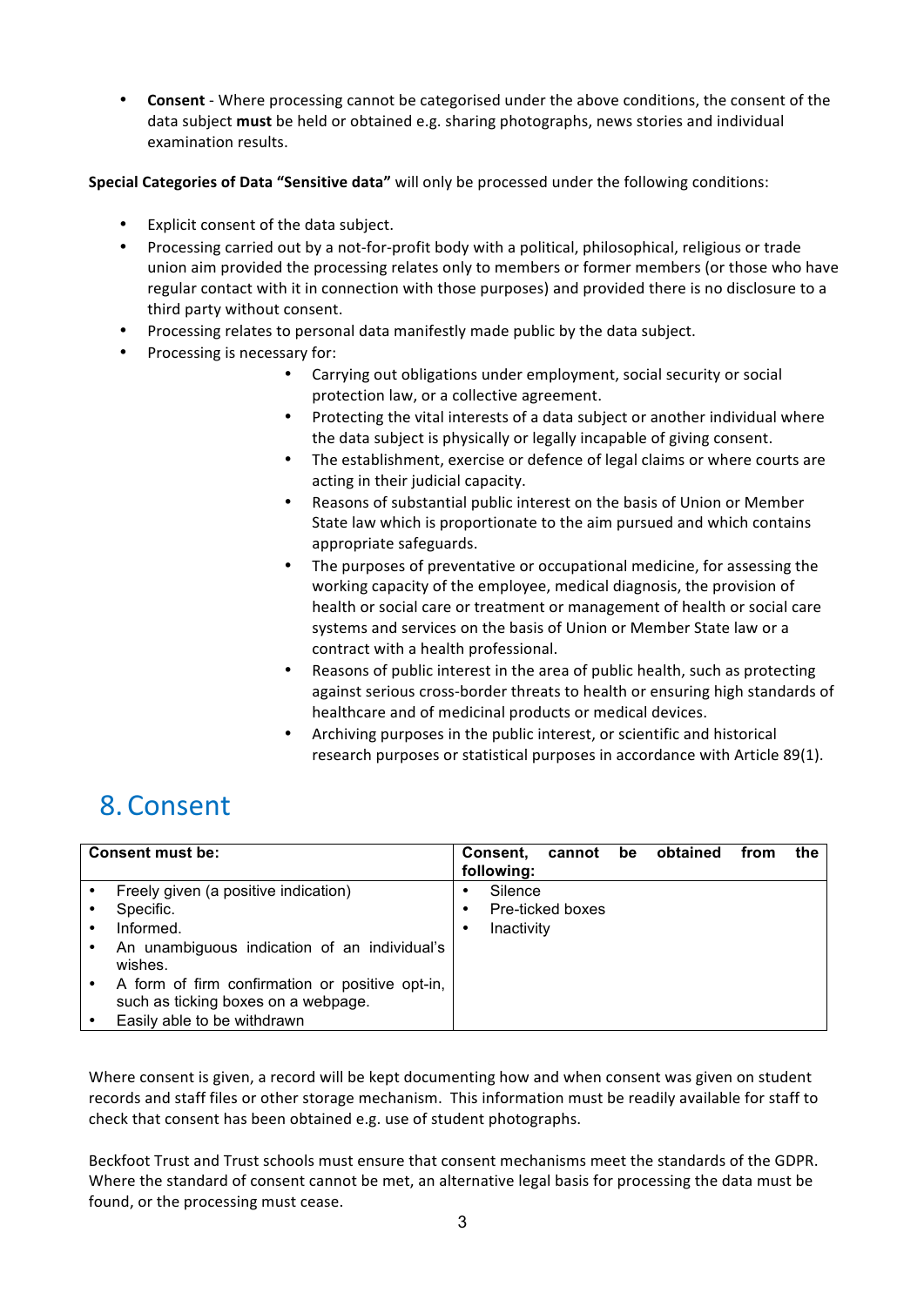- **Consent** - Where processing cannot be categorised under the above conditions, the consent of the data subject **must** be held or obtained e.g. sharing photographs, news stories and individual examination results.

**Special Categories of Data "Sensitive data"** will only be processed under the following conditions:

- Explicit consent of the data subject.
- Processing carried out by a not-for-profit body with a political, philosophical, religious or trade union aim provided the processing relates only to members or former members (or those who have regular contact with it in connection with those purposes) and provided there is no disclosure to a third party without consent.
- Processing relates to personal data manifestly made public by the data subject.
- Processing is necessary for:
    - Carrying out obligations under employment, social security or social protection law, or a collective agreement.
    - Protecting the vital interests of a data subject or another individual where the data subject is physically or legally incapable of giving consent.
    - The establishment, exercise or defence of legal claims or where courts are acting in their judicial capacity.
    - Reasons of substantial public interest on the basis of Union or Member State law which is proportionate to the aim pursued and which contains appropriate safeguards.
    - The purposes of preventative or occupational medicine, for assessing the working capacity of the employee, medical diagnosis, the provision of health or social care or treatment or management of health or social care systems and services on the basis of Union or Member State law or a contract with a health professional.
    - Reasons of public interest in the area of public health, such as protecting against serious cross-border threats to health or ensuring high standards of healthcare and of medicinal products or medical devices.
    - Archiving purposes in the public interest, or scientific and historical research purposes or statistical purposes in accordance with Article 89(1).

## 8. Consent

| Consent must be: | Consent, cannot be obtained from the following: |
|---|---|
| • Freely given (a positive indication)<br>• Specific.<br>• Informed.<br>• An unambiguous indication of an individual's wishes.<br>• A form of firm confirmation or positive opt-in, such as ticking boxes on a webpage.<br>• Easily able to be withdrawn | • Silence<br>• Pre-ticked boxes<br>• Inactivity |

Where consent is given, a record will be kept documenting how and when consent was given on student records and staff files or other storage mechanism. This information must be readily available for staff to check that consent has been obtained e.g. use of student photographs.

Beckfoot Trust and Trust schools must ensure that consent mechanisms meet the standards of the GDPR. Where the standard of consent cannot be met, an alternative legal basis for processing the data must be found, or the processing must cease.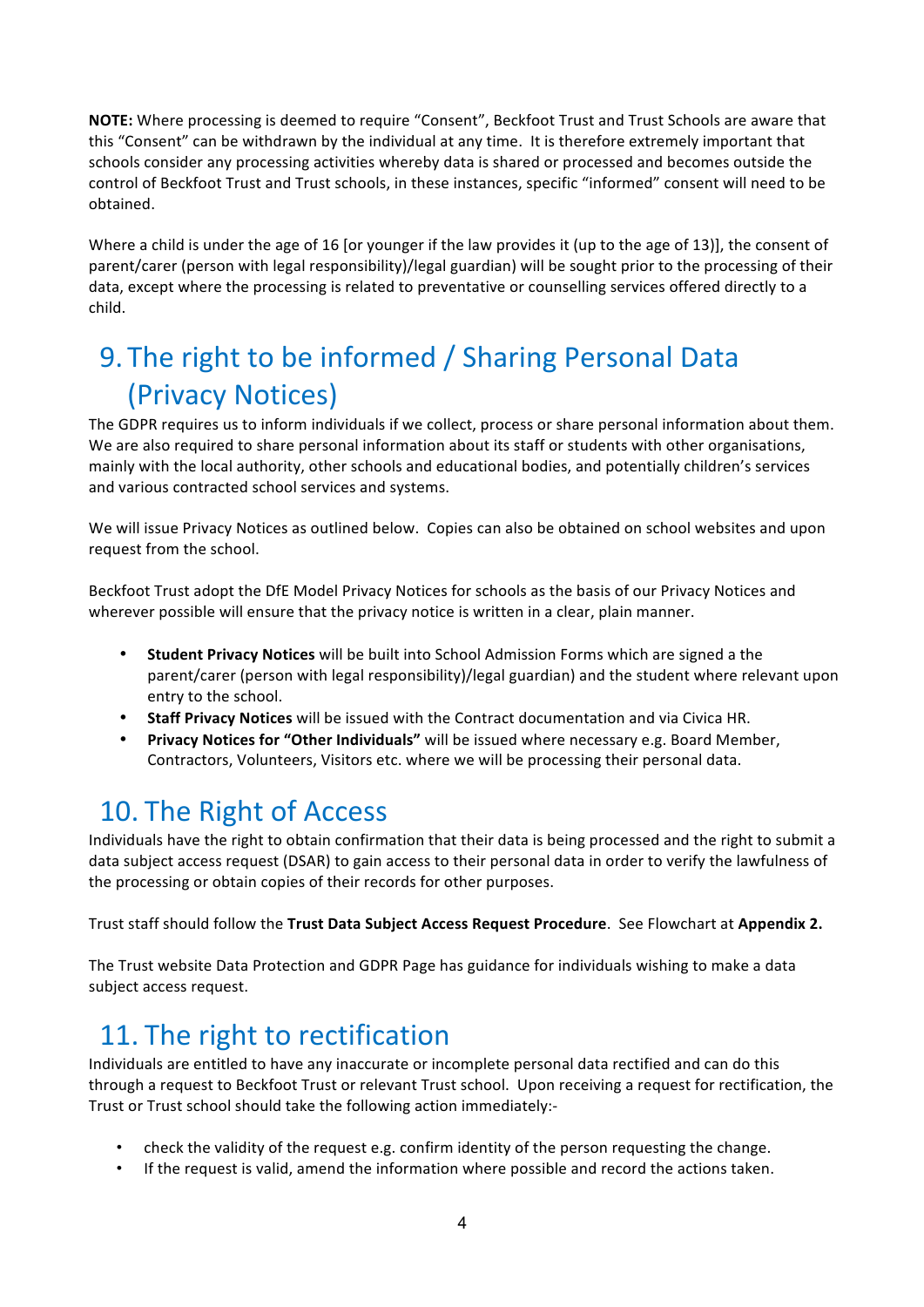**NOTE:** Where processing is deemed to require "Consent", Beckfoot Trust and Trust Schools are aware that this "Consent" can be withdrawn by the individual at any time. It is therefore extremely important that schools consider any processing activities whereby data is shared or processed and becomes outside the control of Beckfoot Trust and Trust schools, in these instances, specific "informed" consent will need to be obtained.

Where a child is under the age of 16 [or younger if the law provides it (up to the age of 13)], the consent of parent/carer (person with legal responsibility)/legal guardian) will be sought prior to the processing of their data, except where the processing is related to preventative or counselling services offered directly to a child.

## 9. The right to be informed / Sharing Personal Data (Privacy Notices)

The GDPR requires us to inform individuals if we collect, process or share personal information about them. We are also required to share personal information about its staff or students with other organisations, mainly with the local authority, other schools and educational bodies, and potentially children's services and various contracted school services and systems.

We will issue Privacy Notices as outlined below. Copies can also be obtained on school websites and upon request from the school.

Beckfoot Trust adopt the DfE Model Privacy Notices for schools as the basis of our Privacy Notices and wherever possible will ensure that the privacy notice is written in a clear, plain manner.

- **Student Privacy Notices** will be built into School Admission Forms which are signed a the parent/carer (person with legal responsibility)/legal guardian) and the student where relevant upon entry to the school.
- **Staff Privacy Notices** will be issued with the Contract documentation and via Civica HR.
- **Privacy Notices for "Other Individuals"** will be issued where necessary e.g. Board Member, Contractors, Volunteers, Visitors etc. where we will be processing their personal data.

## 10. The Right of Access

Individuals have the right to obtain confirmation that their data is being processed and the right to submit a data subject access request (DSAR) to gain access to their personal data in order to verify the lawfulness of the processing or obtain copies of their records for other purposes.

Trust staff should follow the **Trust Data Subject Access Request Procedure**. See Flowchart at **Appendix 2.**

The Trust website Data Protection and GDPR Page has guidance for individuals wishing to make a data subject access request.

## 11. The right to rectification

Individuals are entitled to have any inaccurate or incomplete personal data rectified and can do this through a request to Beckfoot Trust or relevant Trust school. Upon receiving a request for rectification, the Trust or Trust school should take the following action immediately:-

- check the validity of the request e.g. confirm identity of the person requesting the change.
- If the request is valid, amend the information where possible and record the actions taken.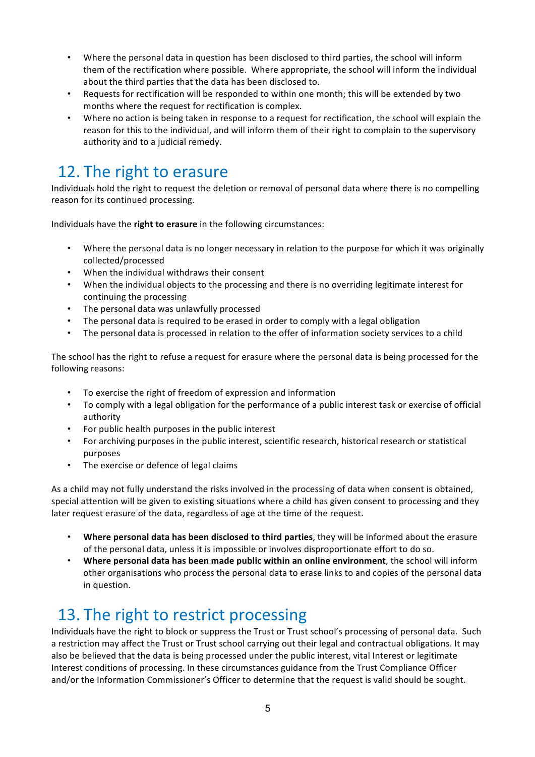- Where the personal data in question has been disclosed to third parties, the school will inform them of the rectification where possible. Where appropriate, the school will inform the individual about the third parties that the data has been disclosed to.
- Requests for rectification will be responded to within one month; this will be extended by two months where the request for rectification is complex.
- Where no action is being taken in response to a request for rectification, the school will explain the reason for this to the individual, and will inform them of their right to complain to the supervisory authority and to a judicial remedy.

## 12. The right to erasure

Individuals hold the right to request the deletion or removal of personal data where there is no compelling reason for its continued processing.

Individuals have the **right to erasure** in the following circumstances:

- Where the personal data is no longer necessary in relation to the purpose for which it was originally collected/processed
- When the individual withdraws their consent
- When the individual objects to the processing and there is no overriding legitimate interest for continuing the processing
- The personal data was unlawfully processed
- The personal data is required to be erased in order to comply with a legal obligation
- The personal data is processed in relation to the offer of information society services to a child

The school has the right to refuse a request for erasure where the personal data is being processed for the following reasons:

- To exercise the right of freedom of expression and information
- To comply with a legal obligation for the performance of a public interest task or exercise of official authority
- For public health purposes in the public interest
- For archiving purposes in the public interest, scientific research, historical research or statistical purposes
- The exercise or defence of legal claims

As a child may not fully understand the risks involved in the processing of data when consent is obtained, special attention will be given to existing situations where a child has given consent to processing and they later request erasure of the data, regardless of age at the time of the request.

- **Where personal data has been disclosed to third parties**, they will be informed about the erasure of the personal data, unless it is impossible or involves disproportionate effort to do so.
- **Where personal data has been made public within an online environment**, the school will inform other organisations who process the personal data to erase links to and copies of the personal data in question.

## 13. The right to restrict processing

Individuals have the right to block or suppress the Trust or Trust school's processing of personal data. Such a restriction may affect the Trust or Trust school carrying out their legal and contractual obligations. It may also be believed that the data is being processed under the public interest, vital Interest or legitimate Interest conditions of processing. In these circumstances guidance from the Trust Compliance Officer and/or the Information Commissioner's Officer to determine that the request is valid should be sought.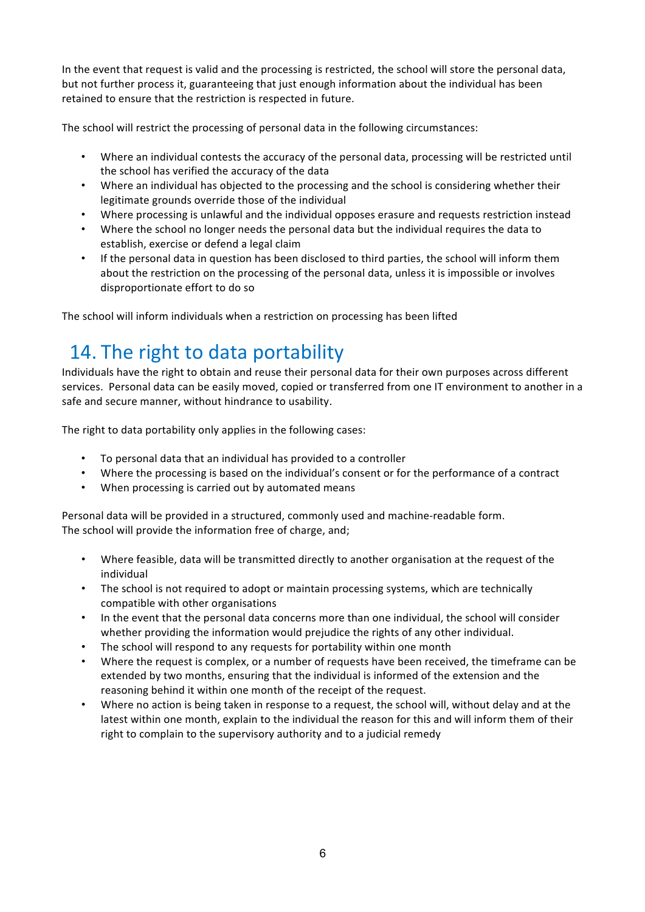In the event that request is valid and the processing is restricted, the school will store the personal data, but not further process it, guaranteeing that just enough information about the individual has been retained to ensure that the restriction is respected in future.

The school will restrict the processing of personal data in the following circumstances:

- Where an individual contests the accuracy of the personal data, processing will be restricted until the school has verified the accuracy of the data
- Where an individual has objected to the processing and the school is considering whether their legitimate grounds override those of the individual
- Where processing is unlawful and the individual opposes erasure and requests restriction instead
- Where the school no longer needs the personal data but the individual requires the data to establish, exercise or defend a legal claim
- If the personal data in question has been disclosed to third parties, the school will inform them about the restriction on the processing of the personal data, unless it is impossible or involves disproportionate effort to do so

The school will inform individuals when a restriction on processing has been lifted

## 14. The right to data portability

Individuals have the right to obtain and reuse their personal data for their own purposes across different services. Personal data can be easily moved, copied or transferred from one IT environment to another in a safe and secure manner, without hindrance to usability.

The right to data portability only applies in the following cases:

- To personal data that an individual has provided to a controller
- Where the processing is based on the individual's consent or for the performance of a contract
- When processing is carried out by automated means

Personal data will be provided in a structured, commonly used and machine-readable form.
The school will provide the information free of charge, and;

- Where feasible, data will be transmitted directly to another organisation at the request of the individual
- The school is not required to adopt or maintain processing systems, which are technically compatible with other organisations
- In the event that the personal data concerns more than one individual, the school will consider whether providing the information would prejudice the rights of any other individual.
- The school will respond to any requests for portability within one month
- Where the request is complex, or a number of requests have been received, the timeframe can be extended by two months, ensuring that the individual is informed of the extension and the reasoning behind it within one month of the receipt of the request.
- Where no action is being taken in response to a request, the school will, without delay and at the latest within one month, explain to the individual the reason for this and will inform them of their right to complain to the supervisory authority and to a judicial remedy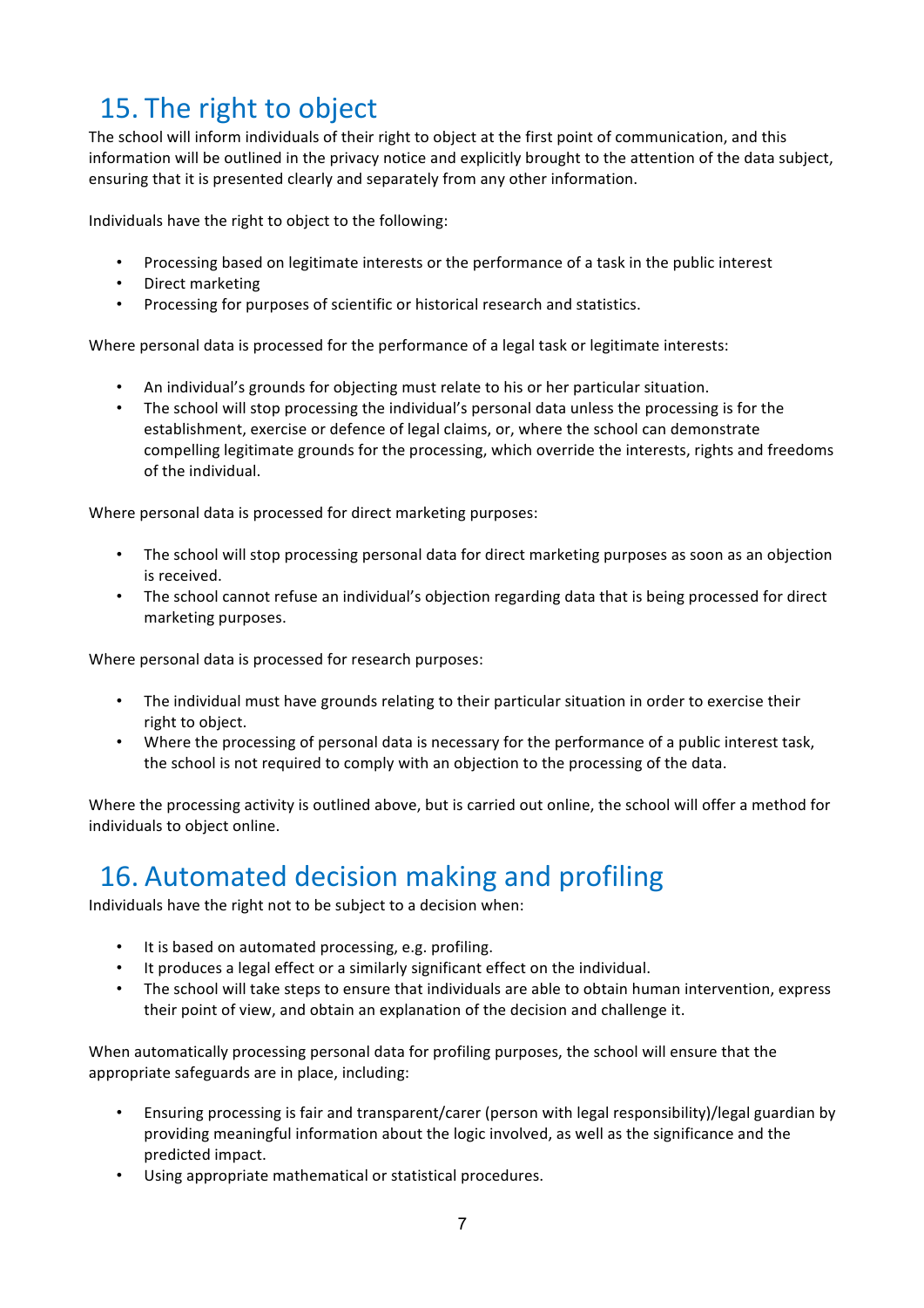## 15. The right to object

The school will inform individuals of their right to object at the first point of communication, and this information will be outlined in the privacy notice and explicitly brought to the attention of the data subject, ensuring that it is presented clearly and separately from any other information.

Individuals have the right to object to the following:

- Processing based on legitimate interests or the performance of a task in the public interest
- Direct marketing
- Processing for purposes of scientific or historical research and statistics.

Where personal data is processed for the performance of a legal task or legitimate interests:

- An individual's grounds for objecting must relate to his or her particular situation.
- The school will stop processing the individual's personal data unless the processing is for the establishment, exercise or defence of legal claims, or, where the school can demonstrate compelling legitimate grounds for the processing, which override the interests, rights and freedoms of the individual.

Where personal data is processed for direct marketing purposes:

- The school will stop processing personal data for direct marketing purposes as soon as an objection is received.
- The school cannot refuse an individual's objection regarding data that is being processed for direct marketing purposes.

Where personal data is processed for research purposes:

- The individual must have grounds relating to their particular situation in order to exercise their right to object.
- Where the processing of personal data is necessary for the performance of a public interest task, the school is not required to comply with an objection to the processing of the data.

Where the processing activity is outlined above, but is carried out online, the school will offer a method for individuals to object online.

## 16. Automated decision making and profiling

Individuals have the right not to be subject to a decision when:

- It is based on automated processing, e.g. profiling.
- It produces a legal effect or a similarly significant effect on the individual.
- The school will take steps to ensure that individuals are able to obtain human intervention, express their point of view, and obtain an explanation of the decision and challenge it.

When automatically processing personal data for profiling purposes, the school will ensure that the appropriate safeguards are in place, including:

- Ensuring processing is fair and transparent/carer (person with legal responsibility)/legal guardian by providing meaningful information about the logic involved, as well as the significance and the predicted impact.
- Using appropriate mathematical or statistical procedures.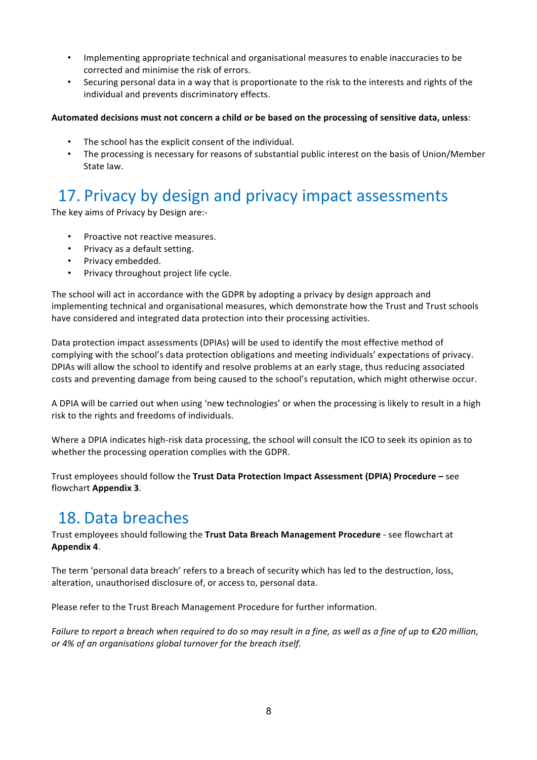- Implementing appropriate technical and organisational measures to enable inaccuracies to be corrected and minimise the risk of errors.
- Securing personal data in a way that is proportionate to the risk to the interests and rights of the individual and prevents discriminatory effects.

**Automated decisions must not concern a child or be based on the processing of sensitive data, unless**:

- The school has the explicit consent of the individual.
- The processing is necessary for reasons of substantial public interest on the basis of Union/Member State law.

## 17. Privacy by design and privacy impact assessments

The key aims of Privacy by Design are:-

- Proactive not reactive measures.
- Privacy as a default setting.
- Privacy embedded.
- Privacy throughout project life cycle.

The school will act in accordance with the GDPR by adopting a privacy by design approach and implementing technical and organisational measures, which demonstrate how the Trust and Trust schools have considered and integrated data protection into their processing activities.

Data protection impact assessments (DPIAs) will be used to identify the most effective method of complying with the school's data protection obligations and meeting individuals' expectations of privacy. DPIAs will allow the school to identify and resolve problems at an early stage, thus reducing associated costs and preventing damage from being caused to the school's reputation, which might otherwise occur.

A DPIA will be carried out when using 'new technologies' or when the processing is likely to result in a high risk to the rights and freedoms of individuals.

Where a DPIA indicates high-risk data processing, the school will consult the ICO to seek its opinion as to whether the processing operation complies with the GDPR.

Trust employees should follow the **Trust Data Protection Impact Assessment (DPIA) Procedure –** see flowchart **Appendix 3**.

## 18. Data breaches

Trust employees should following the **Trust Data Breach Management Procedure** - see flowchart at **Appendix 4**.

The term 'personal data breach' refers to a breach of security which has led to the destruction, loss, alteration, unauthorised disclosure of, or access to, personal data.

Please refer to the Trust Breach Management Procedure for further information.

*Failure to report a breach when required to do so may result in a fine, as well as a fine of up to €20 million, or 4% of an organisations global turnover for the breach itself.*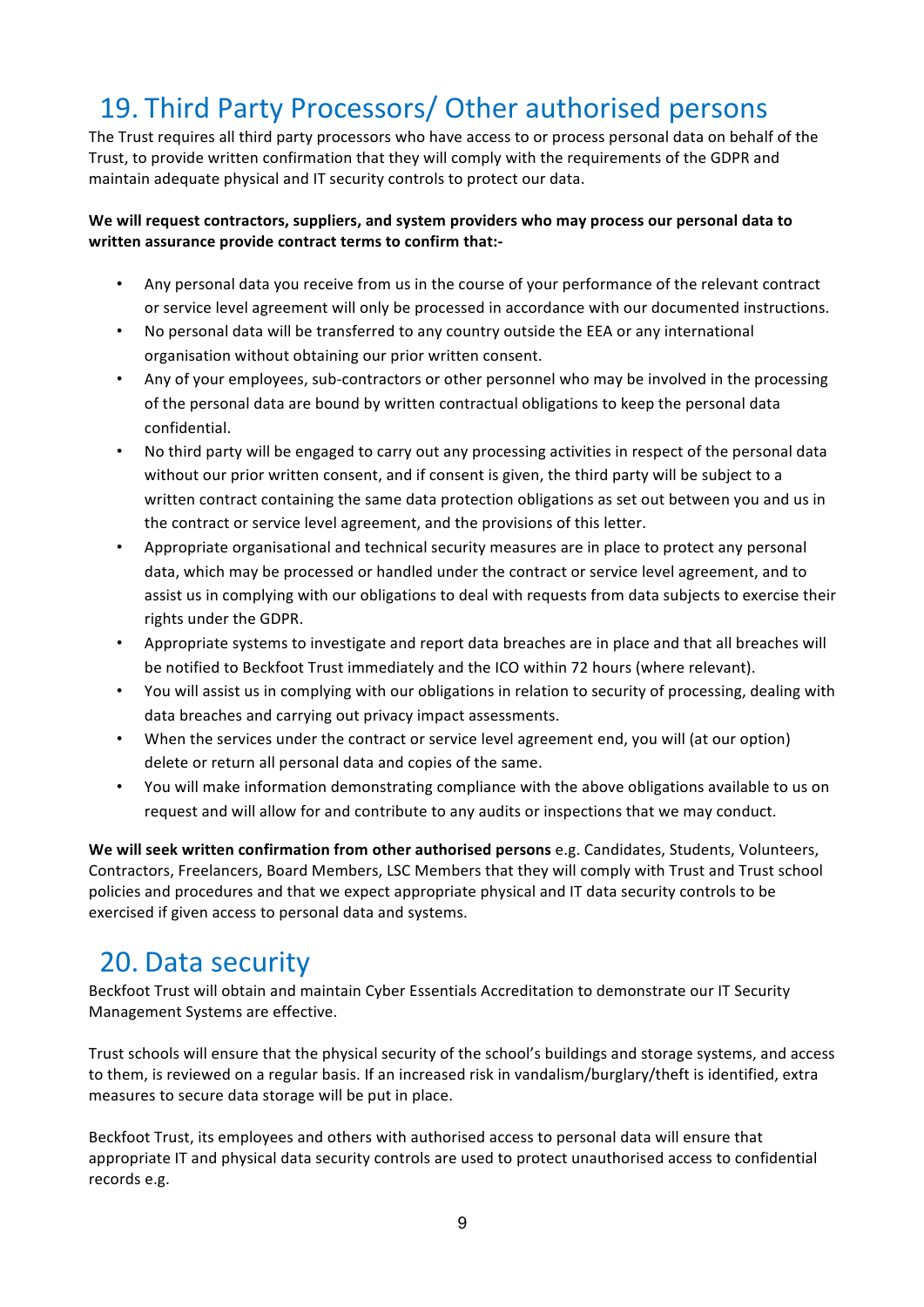# 19. Third Party Processors/ Other authorised persons

The Trust requires all third party processors who have access to or process personal data on behalf of the Trust, to provide written confirmation that they will comply with the requirements of the GDPR and maintain adequate physical and IT security controls to protect our data.

**We will request contractors, suppliers, and system providers who may process our personal data to written assurance provide contract terms to confirm that:-**

- Any personal data you receive from us in the course of your performance of the relevant contract or service level agreement will only be processed in accordance with our documented instructions.
- No personal data will be transferred to any country outside the EEA or any international organisation without obtaining our prior written consent.
- Any of your employees, sub-contractors or other personnel who may be involved in the processing of the personal data are bound by written contractual obligations to keep the personal data confidential.
- No third party will be engaged to carry out any processing activities in respect of the personal data without our prior written consent, and if consent is given, the third party will be subject to a written contract containing the same data protection obligations as set out between you and us in the contract or service level agreement, and the provisions of this letter.
- Appropriate organisational and technical security measures are in place to protect any personal data, which may be processed or handled under the contract or service level agreement, and to assist us in complying with our obligations to deal with requests from data subjects to exercise their rights under the GDPR.
- Appropriate systems to investigate and report data breaches are in place and that all breaches will be notified to Beckfoot Trust immediately and the ICO within 72 hours (where relevant).
- You will assist us in complying with our obligations in relation to security of processing, dealing with data breaches and carrying out privacy impact assessments.
- When the services under the contract or service level agreement end, you will (at our option) delete or return all personal data and copies of the same.
- You will make information demonstrating compliance with the above obligations available to us on request and will allow for and contribute to any audits or inspections that we may conduct.

**We will seek written confirmation from other authorised persons** e.g. Candidates, Students, Volunteers, Contractors, Freelancers, Board Members, LSC Members that they will comply with Trust and Trust school policies and procedures and that we expect appropriate physical and IT data security controls to be exercised if given access to personal data and systems.

# 20. Data security

Beckfoot Trust will obtain and maintain Cyber Essentials Accreditation to demonstrate our IT Security Management Systems are effective.

Trust schools will ensure that the physical security of the school's buildings and storage systems, and access to them, is reviewed on a regular basis. If an increased risk in vandalism/burglary/theft is identified, extra measures to secure data storage will be put in place.

Beckfoot Trust, its employees and others with authorised access to personal data will ensure that appropriate IT and physical data security controls are used to protect unauthorised access to confidential records e.g.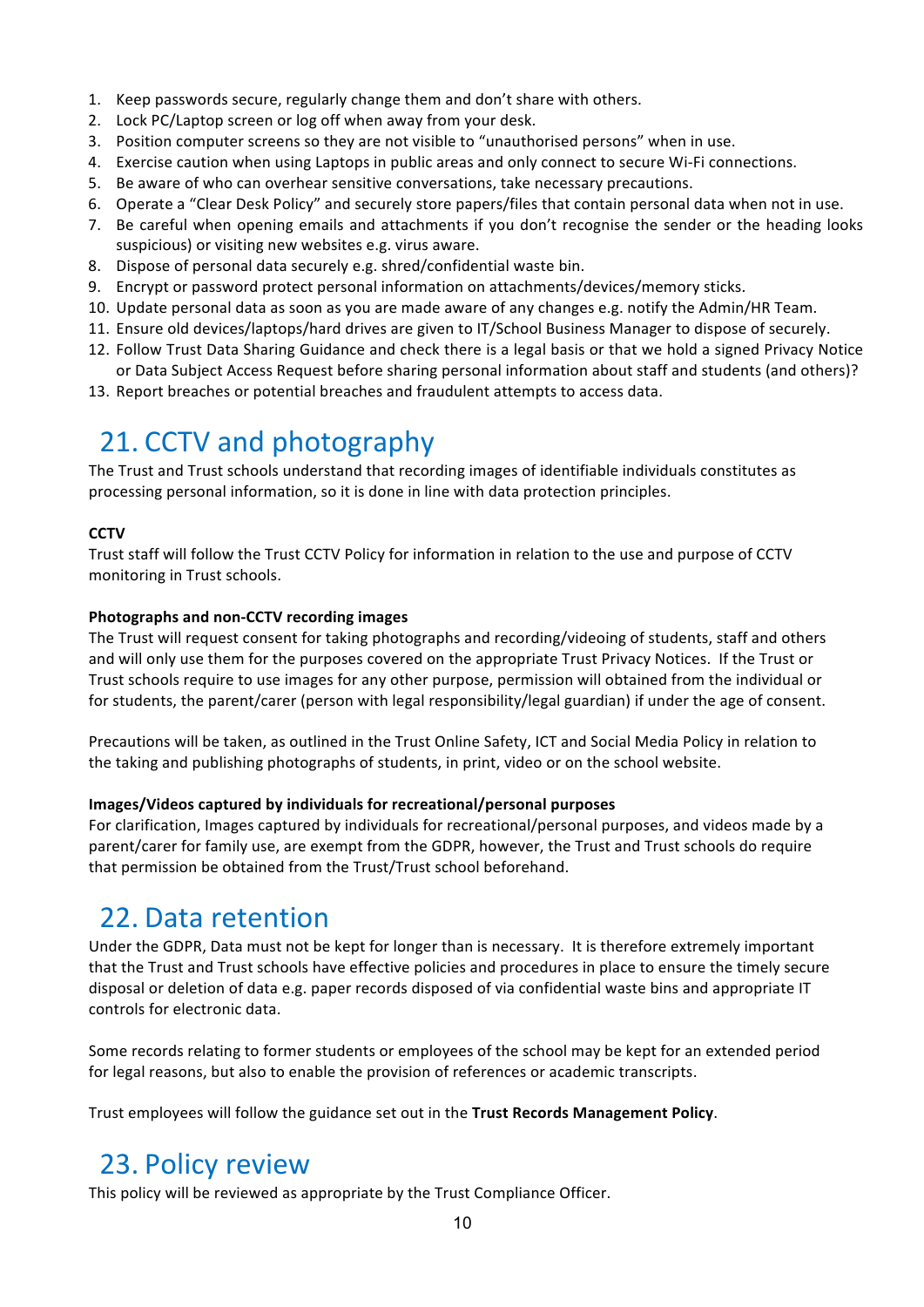1. Keep passwords secure, regularly change them and don't share with others.
2. Lock PC/Laptop screen or log off when away from your desk.
3. Position computer screens so they are not visible to "unauthorised persons" when in use.
4. Exercise caution when using Laptops in public areas and only connect to secure Wi-Fi connections.
5. Be aware of who can overhear sensitive conversations, take necessary precautions.
6. Operate a "Clear Desk Policy" and securely store papers/files that contain personal data when not in use.
7. Be careful when opening emails and attachments if you don't recognise the sender or the heading looks suspicious) or visiting new websites e.g. virus aware.
8. Dispose of personal data securely e.g. shred/confidential waste bin.
9. Encrypt or password protect personal information on attachments/devices/memory sticks.
10. Update personal data as soon as you are made aware of any changes e.g. notify the Admin/HR Team.
11. Ensure old devices/laptops/hard drives are given to IT/School Business Manager to dispose of securely.
12. Follow Trust Data Sharing Guidance and check there is a legal basis or that we hold a signed Privacy Notice or Data Subject Access Request before sharing personal information about staff and students (and others)?
13. Report breaches or potential breaches and fraudulent attempts to access data.

# 21. CCTV and photography

The Trust and Trust schools understand that recording images of identifiable individuals constitutes as processing personal information, so it is done in line with data protection principles.

**CCTV**

Trust staff will follow the Trust CCTV Policy for information in relation to the use and purpose of CCTV monitoring in Trust schools.

**Photographs and non-CCTV recording images**

The Trust will request consent for taking photographs and recording/videoing of students, staff and others and will only use them for the purposes covered on the appropriate Trust Privacy Notices. If the Trust or Trust schools require to use images for any other purpose, permission will obtained from the individual or for students, the parent/carer (person with legal responsibility/legal guardian) if under the age of consent.

Precautions will be taken, as outlined in the Trust Online Safety, ICT and Social Media Policy in relation to the taking and publishing photographs of students, in print, video or on the school website.

**Images/Videos captured by individuals for recreational/personal purposes**

For clarification, Images captured by individuals for recreational/personal purposes, and videos made by a parent/carer for family use, are exempt from the GDPR, however, the Trust and Trust schools do require that permission be obtained from the Trust/Trust school beforehand.

# 22. Data retention

Under the GDPR, Data must not be kept for longer than is necessary. It is therefore extremely important that the Trust and Trust schools have effective policies and procedures in place to ensure the timely secure disposal or deletion of data e.g. paper records disposed of via confidential waste bins and appropriate IT controls for electronic data.

Some records relating to former students or employees of the school may be kept for an extended period for legal reasons, but also to enable the provision of references or academic transcripts.

Trust employees will follow the guidance set out in the **Trust Records Management Policy**.

# 23. Policy review

This policy will be reviewed as appropriate by the Trust Compliance Officer.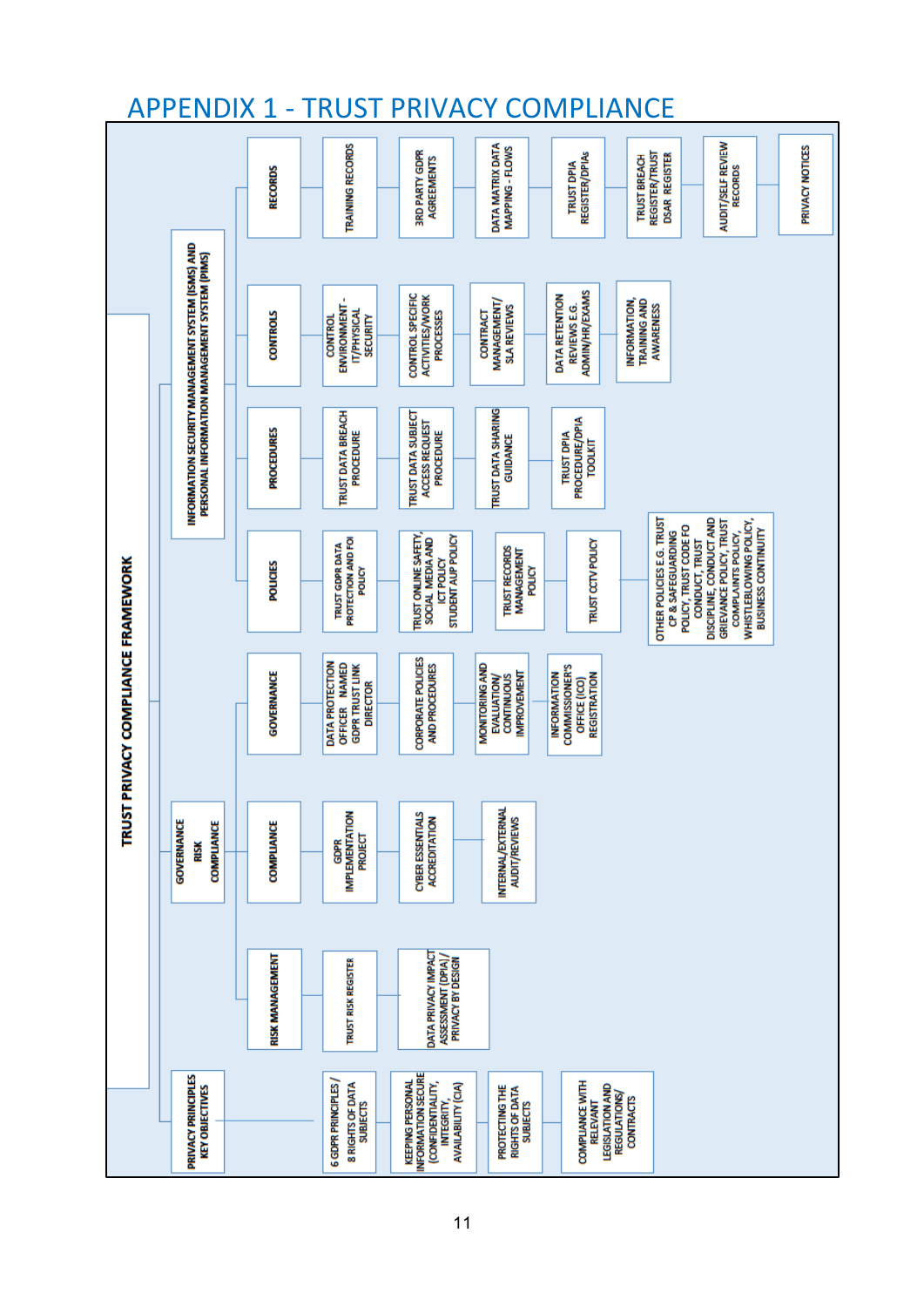# APPENDIX 1 - TRUST PRIVACY COMPLIANCE

**TRUST PRIVACY COMPLIANCE FRAMEWORK**

- **PRIVACY PRINCIPLES KEY OBJECTIVES**
  - 6 GDPR PRINCIPLES / 8 RIGHTS OF DATA SUBJECTS
  - KEEPING PERSONAL INFORMATION SECURE (CONFIDENTIALITY, INTEGRITY, AVAILABILITY (CIA)
  - PROTECTING THE RIGHTS OF DATA SUBJECTS
  - COMPLIANCE WITH RELEVANT LEGISLATION AND REGULATIONS/ CONTRACTS
- **GOVERNANCE RISK COMPLIANCE**
  - **RISK MANAGEMENT**
    - TRUST RISK REGISTER
    - DATA PRIVACY IMPACT ASSESSMENT (DPIA)/ PRIVACY BY DESIGN
  - **COMPLIANCE**
    - GDPR IMPLEMENTATION PROJECT
    - CYBER ESSENTIALS ACCREDITATION
    - INTERNAL/EXTERNAL AUDIT/REVIEWS
  - **GOVERNANCE**
    - DATA PROTECTION OFFICER NAMED GDPR TRUST LINK DIRECTOR
    - CORPORATE POLICIES AND PROCEDURES
    - MONITORING AND EVALUATION/ CONTINUOUS IMPROVEMENT
    - INFORMATION COMMISSIONER'S OFFICE (ICO) REGISTRATION
- **INFORMATION SECURITY MANAGEMENT SYSTEM (ISMS) AND PERSONAL INFORMATION MANAGEMENT SYSTEM (PIMS)**
  - **POLICIES**
    - TRUST GDPR DATA PROTECTION AND FOI POLICY
    - TRUST ONLINE SAFETY, SOCIAL MEDIA AND ICT POLICY STUDENT AUP POLICY
    - TRUST RECORDS MANAGEMENT POLICY
    - TRUST CCTV POLICY
    - OTHER POLICIES E.G. TRUST CP & SAFEGUARDING POLICY, TRUST CODE FO CONDUCT, TRUST DISCIPLINE, CONDUCT AND GRIEVANCE POLICY, TRUST COMPLAINTS POLICY, WHISTLEBLOWING POLICY, BUSINESS CONTINUITY
  - **PROCEDURES**
    - TRUST DATA BREACH PROCEDURE
    - TRUST DATA SUBJECT ACCESS REQUEST PROCEDURE
    - TRUST DATA SHARING GUIDANCE
    - TRUST DPIA PROCEDURE/DPIA TOOLKIT
  - **CONTROLS**
    - CONTROL ENVIRONMENT - IT/PHYSICAL SECURITY
    - CONTROL SPECIFIC ACTIVITIES/WORK PROCESSES
    - CONTRACT MANAGEMENT/ SLA REVIEWS
    - DATA RETENTION REVIEWS E.G. ADMIN/HR/EXAMS
    - INFORMATION, TRAINING AND AWARENESS
  - **RECORDS**
    - TRAINING RECORDS
    - 3RD PARTY GDPR AGREEMENTS
    - DATA MATRIX DATA MAPPING - FLOWS
    - TRUST DPIA REGISTER/DPIAs
    - TRUST BREACH REGISTER/TRUST DSAR REGISTER
    - AUDIT/SELF REVIEW RECORDS
    - PRIVACY NOTICES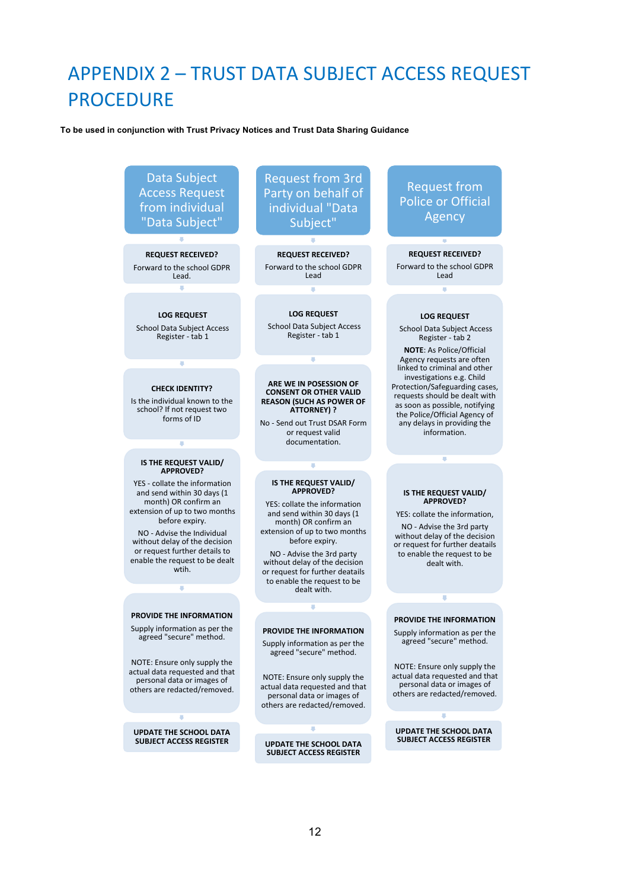# APPENDIX 2 – TRUST DATA SUBJECT ACCESS REQUEST PROCEDURE

**To be used in conjunction with Trust Privacy Notices and Trust Data Sharing Guidance**

## Data Subject Access Request from individual "Data Subject"

**REQUEST RECEIVED?**
Forward to the school GDPR Lead.

**LOG REQUEST**
School Data Subject Access Register - tab 1

**CHECK IDENTITY?**
Is the individual known to the school? If not request two forms of ID

**IS THE REQUEST VALID/ APPROVED?**
YES - collate the information and send within 30 days (1 month) OR confirm an extension of up to two months before expiry.
NO - Advise the Individual without delay of the decision or request further details to enable the request to be dealt wtih.

**PROVIDE THE INFORMATION**
Supply information as per the agreed "secure" method.

NOTE: Ensure only supply the actual data requested and that personal data or images of others are redacted/removed.

**UPDATE THE SCHOOL DATA SUBJECT ACCESS REGISTER**

## Request from 3rd Party on behalf of individual "Data Subject"

**REQUEST RECEIVED?**
Forward to the school GDPR Lead

**LOG REQUEST**
School Data Subject Access Register - tab 1

**ARE WE IN POSESSION OF CONSENT OR OTHER VALID REASON (SUCH AS POWER OF ATTORNEY) ?**
No - Send out Trust DSAR Form or request valid documentation.

**IS THE REQUEST VALID/ APPROVED?**
YES: collate the information and send within 30 days (1 month) OR confirm an extension of up to two months before expiry.
NO - Advise the 3rd party without delay of the decision or request for further deatails to enable the request to be dealt with.

**PROVIDE THE INFORMATION**
Supply information as per the agreed "secure" method.

NOTE: Ensure only supply the actual data requested and that personal data or images of others are redacted/removed.

**UPDATE THE SCHOOL DATA SUBJECT ACCESS REGISTER**

## Request from Police or Official Agency

**REQUEST RECEIVED?**
Forward to the school GDPR Lead

**LOG REQUEST**
School Data Subject Access Register - tab 2
**NOTE**: As Police/Official Agency requests are often linked to criminal and other investigations e.g. Child Protection/Safeguarding cases, requests should be dealt with as soon as possible, notifying the Police/Official Agency of any delays in providing the information.

**IS THE REQUEST VALID/ APPROVED?**
YES: collate the information,
NO - Advise the 3rd party without delay of the decision or request for further deatails to enable the request to be dealt with.

**PROVIDE THE INFORMATION**
Supply information as per the agreed "secure" method.

NOTE: Ensure only supply the actual data requested and that personal data or images of others are redacted/removed.

**UPDATE THE SCHOOL DATA SUBJECT ACCESS REGISTER**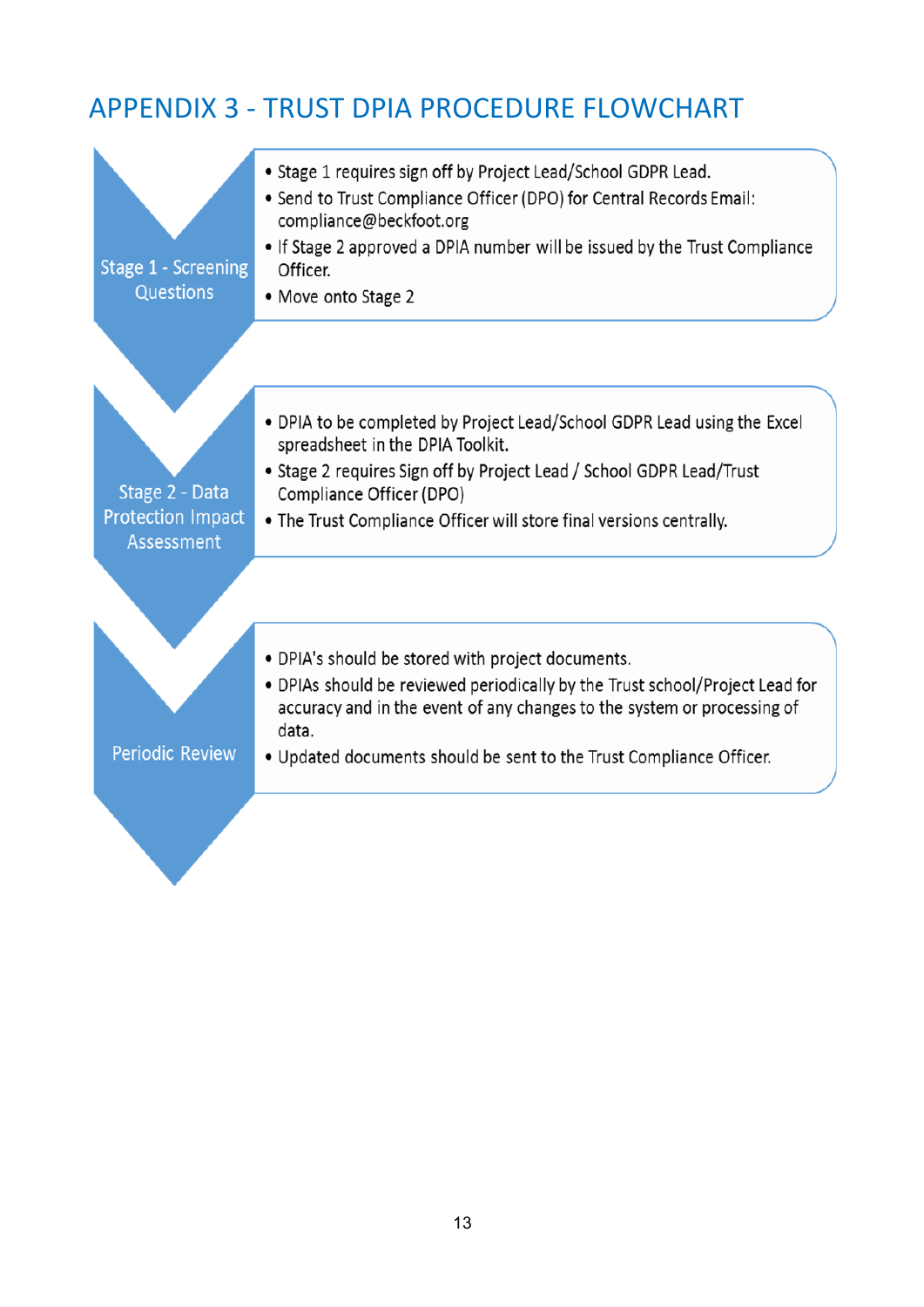# APPENDIX 3 - TRUST DPIA PROCEDURE FLOWCHART

**Stage 1 - Screening Questions**

- Stage 1 requires sign off by Project Lead/School GDPR Lead.
- Send to Trust Compliance Officer (DPO) for Central Records Email: compliance@beckfoot.org
- If Stage 2 approved a DPIA number will be issued by the Trust Compliance Officer.
- Move onto Stage 2

**Stage 2 - Data Protection Impact Assessment**

- DPIA to be completed by Project Lead/School GDPR Lead using the Excel spreadsheet in the DPIA Toolkit.
- Stage 2 requires Sign off by Project Lead / School GDPR Lead/Trust Compliance Officer (DPO)
- The Trust Compliance Officer will store final versions centrally.

**Periodic Review**

- DPIA's should be stored with project documents.
- DPIAs should be reviewed periodically by the Trust school/Project Lead for accuracy and in the event of any changes to the system or processing of data.
- Updated documents should be sent to the Trust Compliance Officer.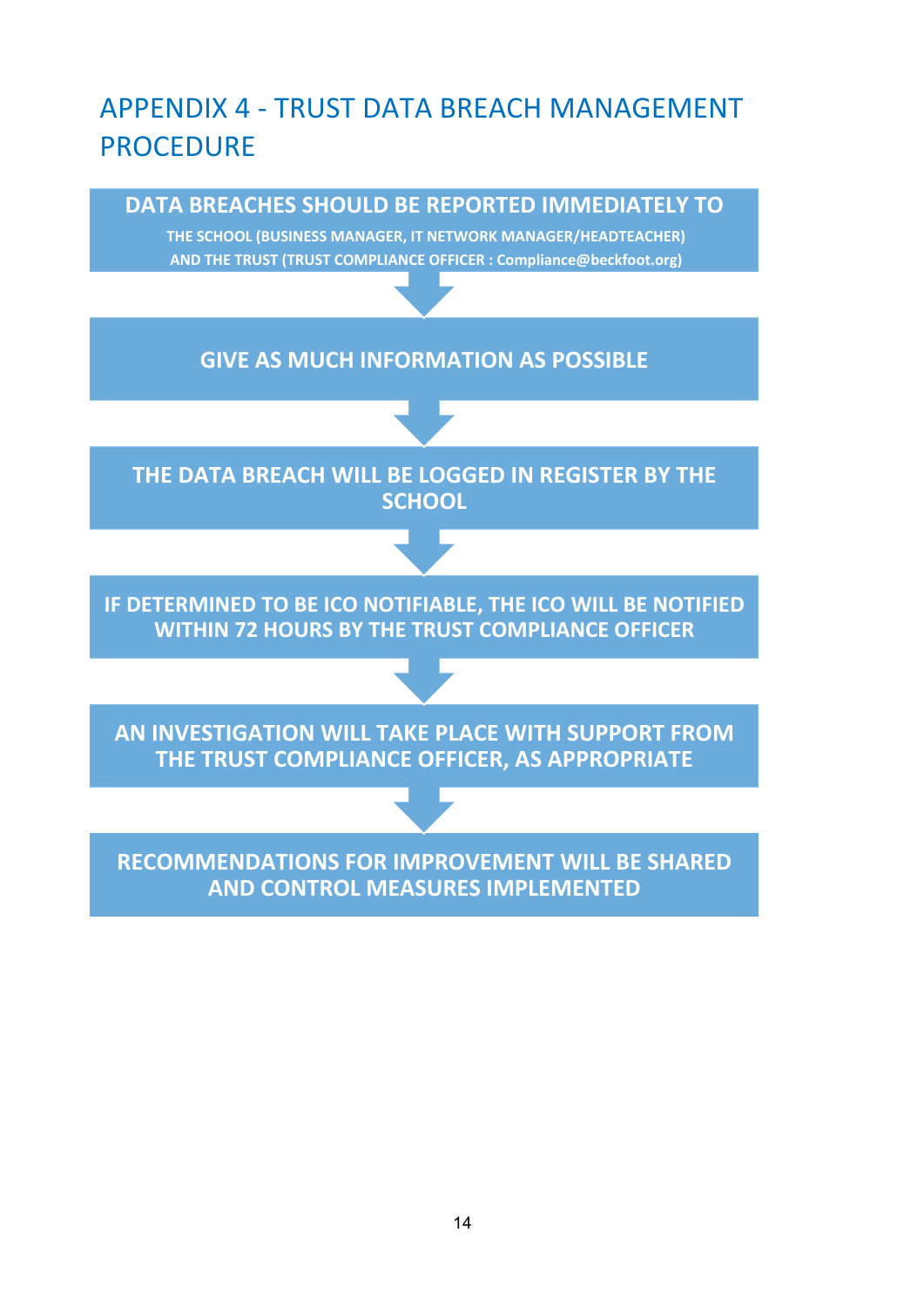## APPENDIX 4 - TRUST DATA BREACH MANAGEMENT PROCEDURE

**DATA BREACHES SHOULD BE REPORTED IMMEDIATELY TO**

**THE SCHOOL (BUSINESS MANAGER, IT NETWORK MANAGER/HEADTEACHER) AND THE TRUST (TRUST COMPLIANCE OFFICER : Compliance@beckfoot.org)**

↓

**GIVE AS MUCH INFORMATION AS POSSIBLE**

↓

**THE DATA BREACH WILL BE LOGGED IN REGISTER BY THE SCHOOL**

↓

**IF DETERMINED TO BE ICO NOTIFIABLE, THE ICO WILL BE NOTIFIED WITHIN 72 HOURS BY THE TRUST COMPLIANCE OFFICER**

↓

**AN INVESTIGATION WILL TAKE PLACE WITH SUPPORT FROM THE TRUST COMPLIANCE OFFICER, AS APPROPRIATE**

↓

**RECOMMENDATIONS FOR IMPROVEMENT WILL BE SHARED AND CONTROL MEASURES IMPLEMENTED**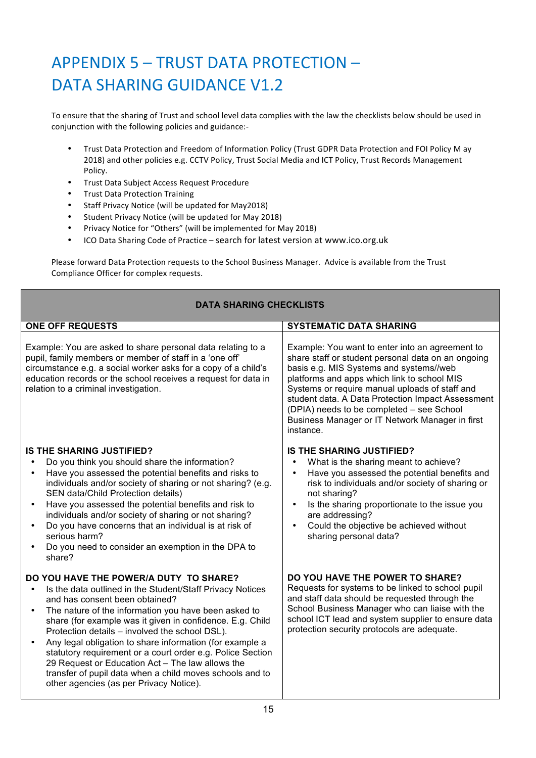# APPENDIX 5 – TRUST DATA PROTECTION – DATA SHARING GUIDANCE V1.2

To ensure that the sharing of Trust and school level data complies with the law the checklists below should be used in conjunction with the following policies and guidance:-

- Trust Data Protection and Freedom of Information Policy (Trust GDPR Data Protection and FOI Policy M ay 2018) and other policies e.g. CCTV Policy, Trust Social Media and ICT Policy, Trust Records Management Policy.
- Trust Data Subject Access Request Procedure
- Trust Data Protection Training
- Staff Privacy Notice (will be updated for May2018)
- Student Privacy Notice (will be updated for May 2018)
- Privacy Notice for "Others" (will be implemented for May 2018)
- ICO Data Sharing Code of Practice – search for latest version at www.ico.org.uk

Please forward Data Protection requests to the School Business Manager. Advice is available from the Trust Compliance Officer for complex requests.

| DATA SHARING CHECKLISTS | |
|---|---|
| **ONE OFF REQUESTS** | **SYSTEMATIC DATA SHARING** |
| Example: You are asked to share personal data relating to a pupil, family members or member of staff in a 'one off' circumstance e.g. a social worker asks for a copy of a child's education records or the school receives a request for data in relation to a criminal investigation. | Example: You want to enter into an agreement to share staff or student personal data on an ongoing basis e.g. MIS Systems and systems//web platforms and apps which link to school MIS Systems or require manual uploads of staff and student data. A Data Protection Impact Assessment (DPIA) needs to be completed – see School Business Manager or IT Network Manager in first instance. |
| **IS THE SHARING JUSTIFIED?**<br>• Do you think you should share the information?<br>• Have you assessed the potential benefits and risks to individuals and/or society of sharing or not sharing? (e.g. SEN data/Child Protection details)<br>• Have you assessed the potential benefits and risk to individuals and/or society of sharing or not sharing?<br>• Do you have concerns that an individual is at risk of serious harm?<br>• Do you need to consider an exemption in the DPA to share? | **IS THE SHARING JUSTIFIED?**<br>• What is the sharing meant to achieve?<br>• Have you assessed the potential benefits and risk to individuals and/or society of sharing or not sharing?<br>• Is the sharing proportionate to the issue you are addressing?<br>• Could the objective be achieved without sharing personal data? |
| **DO YOU HAVE THE POWER/A DUTY TO SHARE?**<br>• Is the data outlined in the Student/Staff Privacy Notices and has consent been obtained?<br>• The nature of the information you have been asked to share (for example was it given in confidence. E.g. Child Protection details – involved the school DSL).<br>• Any legal obligation to share information (for example a statutory requirement or a court order e.g. Police Section 29 Request or Education Act – The law allows the transfer of pupil data when a child moves schools and to other agencies (as per Privacy Notice). | **DO YOU HAVE THE POWER TO SHARE?**<br>Requests for systems to be linked to school pupil and staff data should be requested through the School Business Manager who can liaise with the school ICT lead and system supplier to ensure data protection security protocols are adequate. |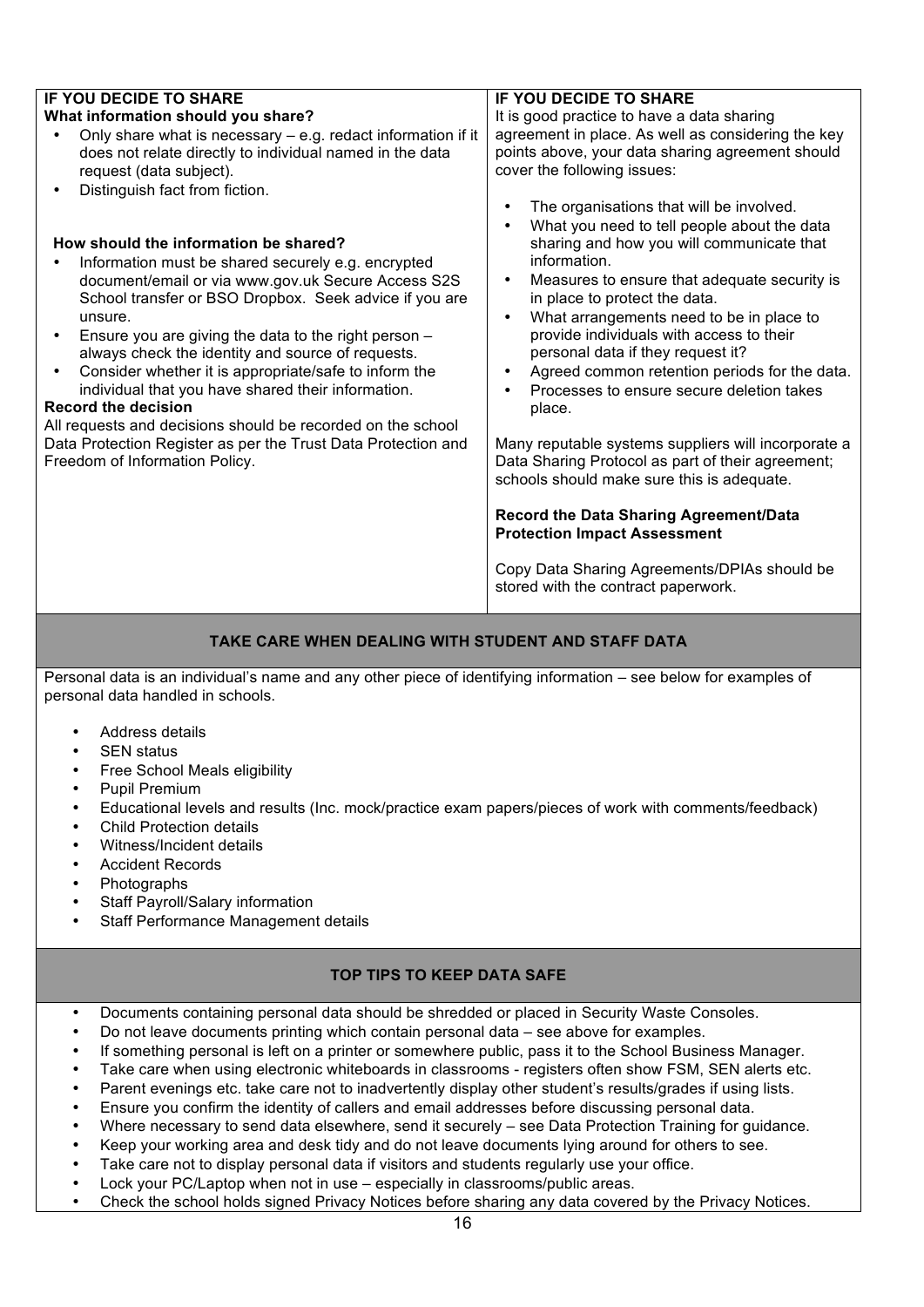**IF YOU DECIDE TO SHARE**

**What information should you share?**

- Only share what is necessary – e.g. redact information if it does not relate directly to individual named in the data request (data subject).
- Distinguish fact from fiction.

**How should the information be shared?**

- Information must be shared securely e.g. encrypted document/email or via www.gov.uk Secure Access S2S School transfer or BSO Dropbox. Seek advice if you are unsure.
- Ensure you are giving the data to the right person – always check the identity and source of requests.
- Consider whether it is appropriate/safe to inform the individual that you have shared their information.

**Record the decision**

All requests and decisions should be recorded on the school Data Protection Register as per the Trust Data Protection and Freedom of Information Policy.

**IF YOU DECIDE TO SHARE**

It is good practice to have a data sharing agreement in place. As well as considering the key points above, your data sharing agreement should cover the following issues:

- The organisations that will be involved.
- What you need to tell people about the data sharing and how you will communicate that information.
- Measures to ensure that adequate security is in place to protect the data.
- What arrangements need to be in place to provide individuals with access to their personal data if they request it?
- Agreed common retention periods for the data.
- Processes to ensure secure deletion takes place.

Many reputable systems suppliers will incorporate a Data Sharing Protocol as part of their agreement; schools should make sure this is adequate.

**Record the Data Sharing Agreement/Data Protection Impact Assessment**

Copy Data Sharing Agreements/DPIAs should be stored with the contract paperwork.

## TAKE CARE WHEN DEALING WITH STUDENT AND STAFF DATA

Personal data is an individual's name and any other piece of identifying information – see below for examples of personal data handled in schools.

- Address details
- SEN status
- Free School Meals eligibility
- Pupil Premium
- Educational levels and results (Inc. mock/practice exam papers/pieces of work with comments/feedback)
- Child Protection details
- Witness/Incident details
- Accident Records
- Photographs
- Staff Payroll/Salary information
- Staff Performance Management details

## TOP TIPS TO KEEP DATA SAFE

- Documents containing personal data should be shredded or placed in Security Waste Consoles.
- Do not leave documents printing which contain personal data – see above for examples.
- If something personal is left on a printer or somewhere public, pass it to the School Business Manager.
- Take care when using electronic whiteboards in classrooms - registers often show FSM, SEN alerts etc.
- Parent evenings etc. take care not to inadvertently display other student's results/grades if using lists.
- Ensure you confirm the identity of callers and email addresses before discussing personal data.
- Where necessary to send data elsewhere, send it securely – see Data Protection Training for guidance.
- Keep your working area and desk tidy and do not leave documents lying around for others to see.
- Take care not to display personal data if visitors and students regularly use your office.
- Lock your PC/Laptop when not in use – especially in classrooms/public areas.
- Check the school holds signed Privacy Notices before sharing any data covered by the Privacy Notices.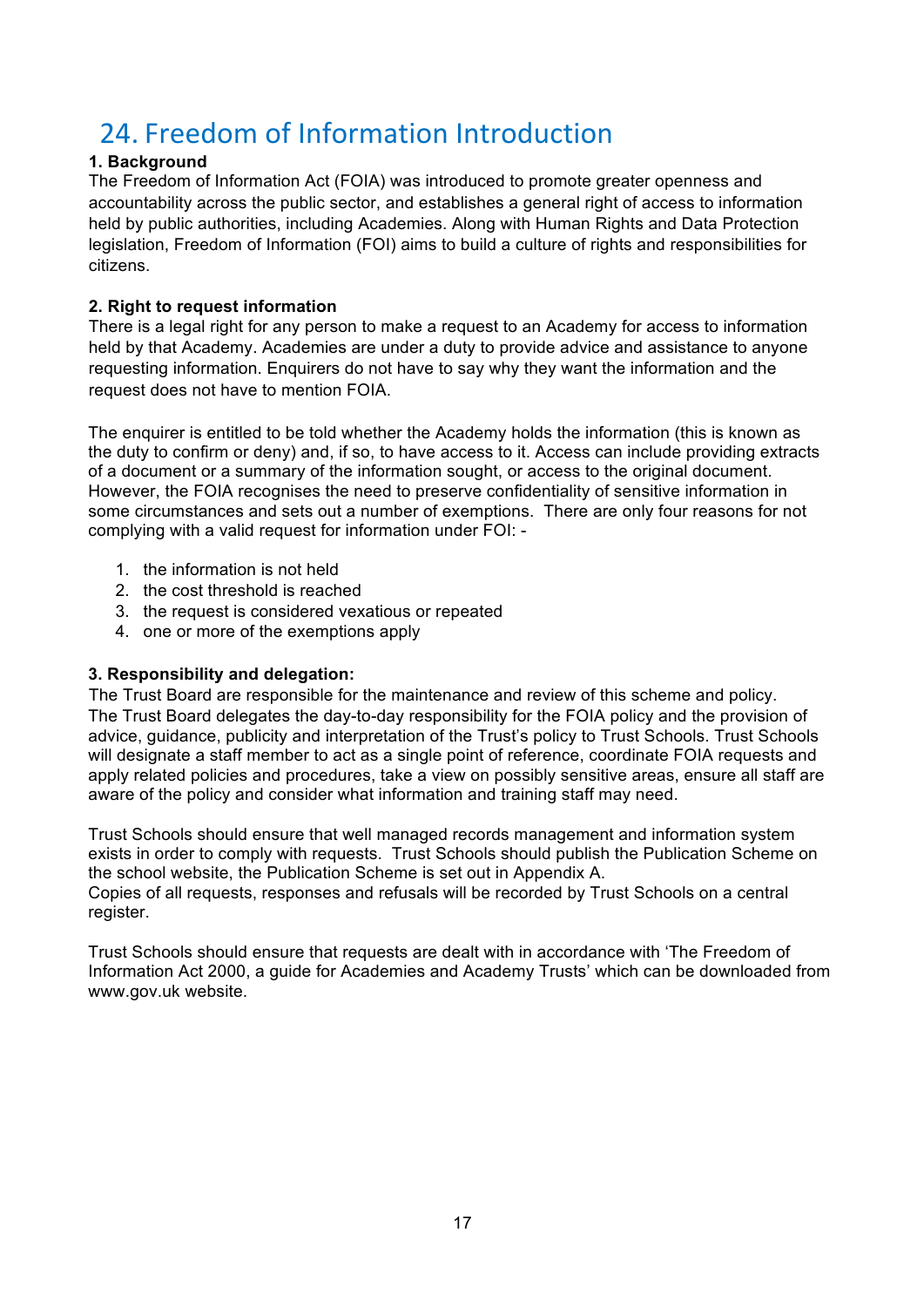# 24. Freedom of Information Introduction

**1. Background**

The Freedom of Information Act (FOIA) was introduced to promote greater openness and accountability across the public sector, and establishes a general right of access to information held by public authorities, including Academies. Along with Human Rights and Data Protection legislation, Freedom of Information (FOI) aims to build a culture of rights and responsibilities for citizens.

**2. Right to request information**

There is a legal right for any person to make a request to an Academy for access to information held by that Academy. Academies are under a duty to provide advice and assistance to anyone requesting information. Enquirers do not have to say why they want the information and the request does not have to mention FOIA.

The enquirer is entitled to be told whether the Academy holds the information (this is known as the duty to confirm or deny) and, if so, to have access to it. Access can include providing extracts of a document or a summary of the information sought, or access to the original document. However, the FOIA recognises the need to preserve confidentiality of sensitive information in some circumstances and sets out a number of exemptions. There are only four reasons for not complying with a valid request for information under FOI: -

1. the information is not held
2. the cost threshold is reached
3. the request is considered vexatious or repeated
4. one or more of the exemptions apply

**3. Responsibility and delegation:**

The Trust Board are responsible for the maintenance and review of this scheme and policy. The Trust Board delegates the day-to-day responsibility for the FOIA policy and the provision of advice, guidance, publicity and interpretation of the Trust's policy to Trust Schools. Trust Schools will designate a staff member to act as a single point of reference, coordinate FOIA requests and apply related policies and procedures, take a view on possibly sensitive areas, ensure all staff are aware of the policy and consider what information and training staff may need.

Trust Schools should ensure that well managed records management and information system exists in order to comply with requests. Trust Schools should publish the Publication Scheme on the school website, the Publication Scheme is set out in Appendix A.
Copies of all requests, responses and refusals will be recorded by Trust Schools on a central register.

Trust Schools should ensure that requests are dealt with in accordance with 'The Freedom of Information Act 2000, a guide for Academies and Academy Trusts' which can be downloaded from www.gov.uk website.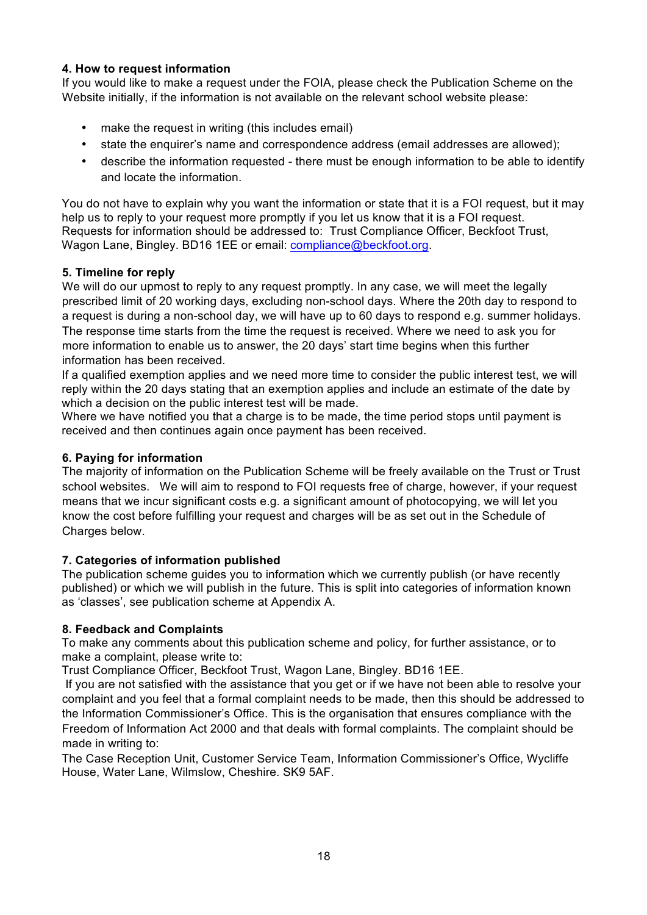**4. How to request information**

If you would like to make a request under the FOIA, please check the Publication Scheme on the Website initially, if the information is not available on the relevant school website please:

- make the request in writing (this includes email)
- state the enquirer's name and correspondence address (email addresses are allowed);
- describe the information requested - there must be enough information to be able to identify and locate the information.

You do not have to explain why you want the information or state that it is a FOI request, but it may help us to reply to your request more promptly if you let us know that it is a FOI request. Requests for information should be addressed to: Trust Compliance Officer, Beckfoot Trust, Wagon Lane, Bingley. BD16 1EE or email: compliance@beckfoot.org.

**5. Timeline for reply**

We will do our upmost to reply to any request promptly. In any case, we will meet the legally prescribed limit of 20 working days, excluding non-school days. Where the 20th day to respond to a request is during a non-school day, we will have up to 60 days to respond e.g. summer holidays. The response time starts from the time the request is received. Where we need to ask you for more information to enable us to answer, the 20 days' start time begins when this further information has been received.

If a qualified exemption applies and we need more time to consider the public interest test, we will reply within the 20 days stating that an exemption applies and include an estimate of the date by which a decision on the public interest test will be made.

Where we have notified you that a charge is to be made, the time period stops until payment is received and then continues again once payment has been received.

**6. Paying for information**

The majority of information on the Publication Scheme will be freely available on the Trust or Trust school websites. We will aim to respond to FOI requests free of charge, however, if your request means that we incur significant costs e.g. a significant amount of photocopying, we will let you know the cost before fulfilling your request and charges will be as set out in the Schedule of Charges below.

**7. Categories of information published**

The publication scheme guides you to information which we currently publish (or have recently published) or which we will publish in the future. This is split into categories of information known as 'classes', see publication scheme at Appendix A.

**8. Feedback and Complaints**

To make any comments about this publication scheme and policy, for further assistance, or to make a complaint, please write to:

Trust Compliance Officer, Beckfoot Trust, Wagon Lane, Bingley. BD16 1EE.

If you are not satisfied with the assistance that you get or if we have not been able to resolve your complaint and you feel that a formal complaint needs to be made, then this should be addressed to the Information Commissioner's Office. This is the organisation that ensures compliance with the Freedom of Information Act 2000 and that deals with formal complaints. The complaint should be made in writing to:

The Case Reception Unit, Customer Service Team, Information Commissioner's Office, Wycliffe House, Water Lane, Wilmslow, Cheshire. SK9 5AF.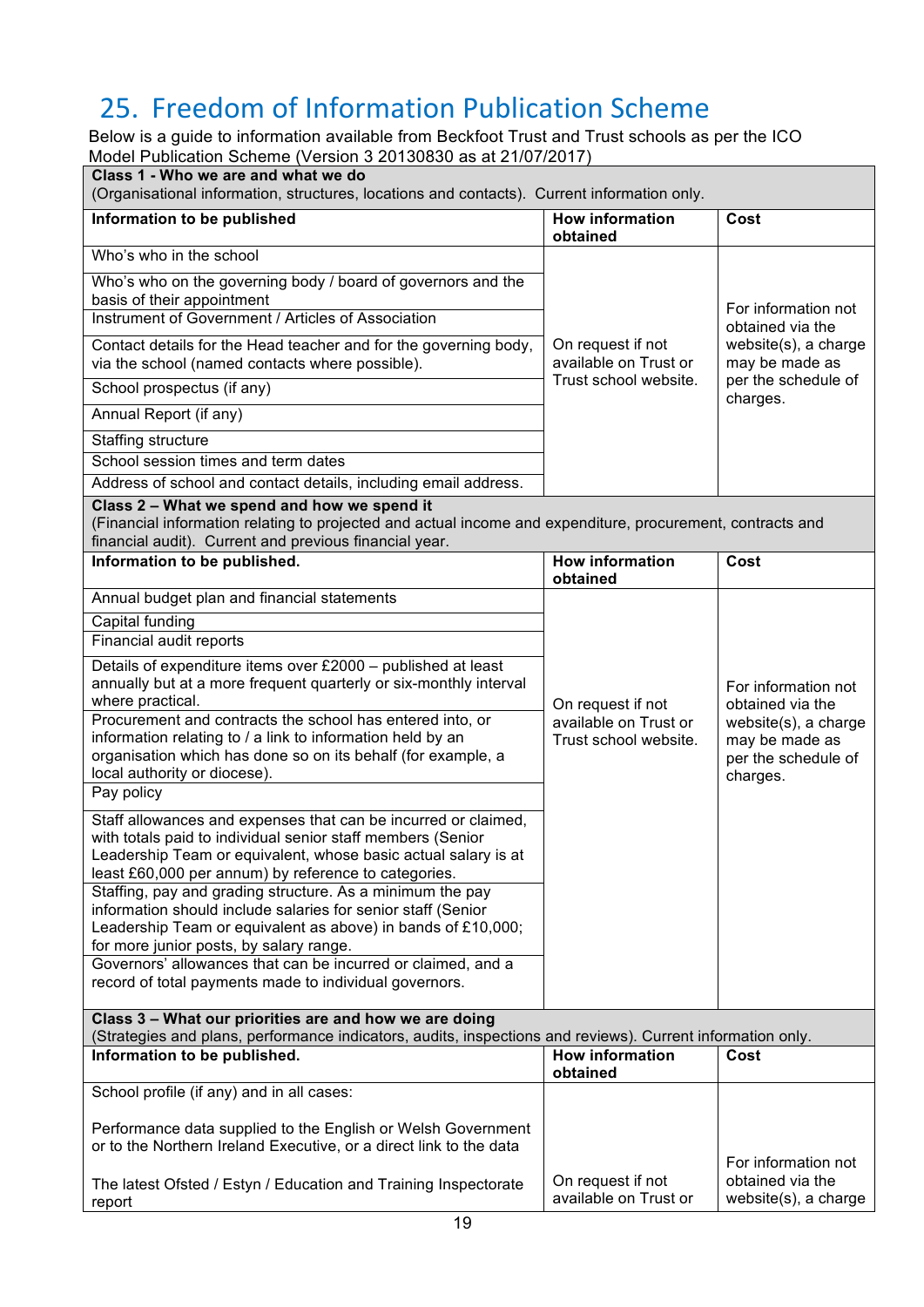# 25. Freedom of Information Publication Scheme

Below is a guide to information available from Beckfoot Trust and Trust schools as per the ICO Model Publication Scheme (Version 3 20130830 as at 21/07/2017)

| **Class 1 - Who we are and what we do**<br>(Organisational information, structures, locations and contacts). Current information only. | | |
|---|---|---|
| **Information to be published** | **How information obtained** | **Cost** |
| Who's who in the school | On request if not available on Trust or Trust school website. | For information not obtained via the website(s), a charge may be made as per the schedule of charges. |
| Who's who on the governing body / board of governors and the basis of their appointment | | |
| Instrument of Government / Articles of Association | | |
| Contact details for the Head teacher and for the governing body, via the school (named contacts where possible). | | |
| School prospectus (if any) | | |
| Annual Report (if any) | | |
| Staffing structure | | |
| School session times and term dates | | |
| Address of school and contact details, including email address. | | |
| **Class 2 – What we spend and how we spend it**<br>(Financial information relating to projected and actual income and expenditure, procurement, contracts and financial audit). Current and previous financial year. | | |
| **Information to be published.** | **How information obtained** | **Cost** |
| Annual budget plan and financial statements | On request if not available on Trust or Trust school website. | For information not obtained via the website(s), a charge may be made as per the schedule of charges. |
| Capital funding | | |
| Financial audit reports | | |
| Details of expenditure items over £2000 – published at least annually but at a more frequent quarterly or six-monthly interval where practical. | | |
| Procurement and contracts the school has entered into, or information relating to / a link to information held by an organisation which has done so on its behalf (for example, a local authority or diocese). | | |
| Pay policy | | |
| Staff allowances and expenses that can be incurred or claimed, with totals paid to individual senior staff members (Senior Leadership Team or equivalent, whose basic actual salary is at least £60,000 per annum) by reference to categories. | | |
| Staffing, pay and grading structure. As a minimum the pay information should include salaries for senior staff (Senior Leadership Team or equivalent as above) in bands of £10,000; for more junior posts, by salary range. | | |
| Governors' allowances that can be incurred or claimed, and a record of total payments made to individual governors. | | |
| **Class 3 – What our priorities are and how we are doing**<br>(Strategies and plans, performance indicators, audits, inspections and reviews). Current information only. | | |
| **Information to be published.** | **How information obtained** | **Cost** |
| School profile (if any) and in all cases:<br><br>Performance data supplied to the English or Welsh Government or to the Northern Ireland Executive, or a direct link to the data<br><br>The latest Ofsted / Estyn / Education and Training Inspectorate report | On request if not available on Trust or | For information not obtained via the website(s), a charge |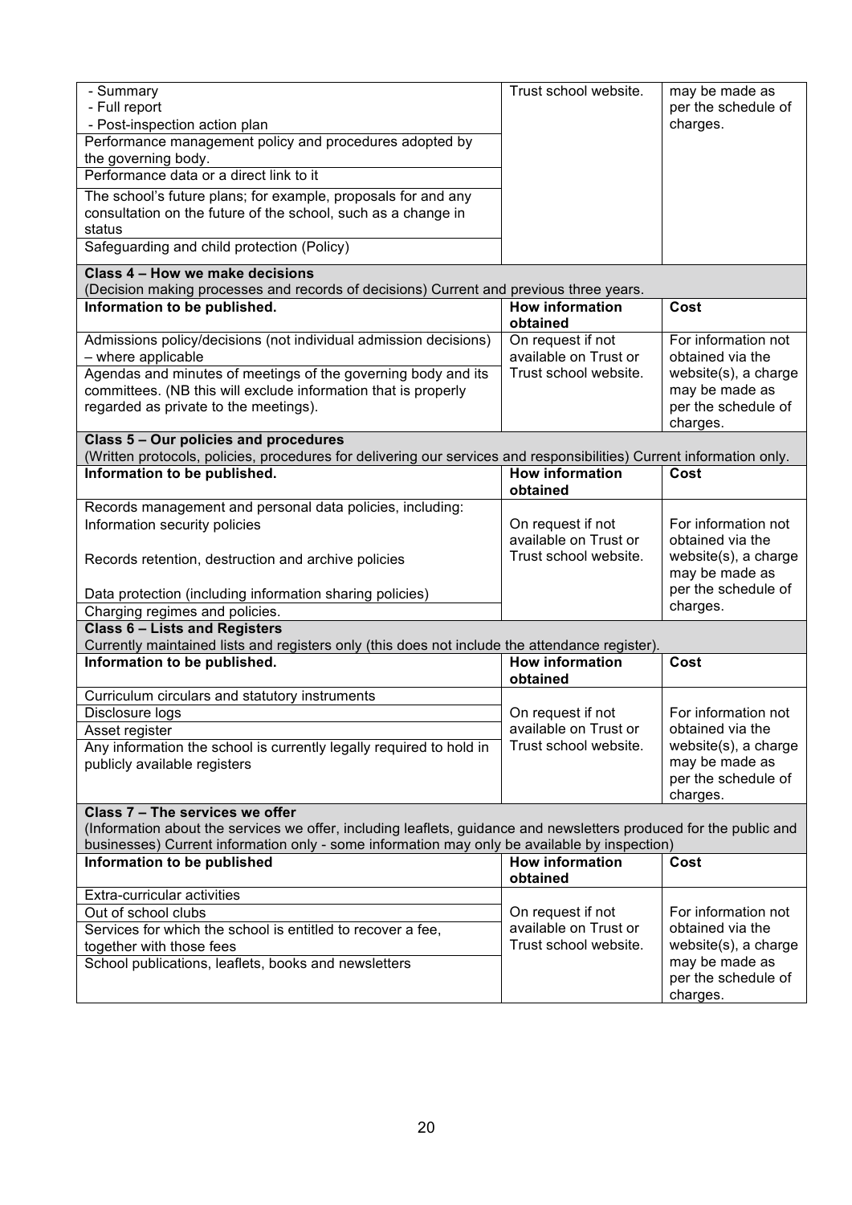| Information to be published. | How information obtained | Cost |
|---|---|---|
| - Summary<br>- Full report<br>- Post-inspection action plan | Trust school website. | may be made as per the schedule of charges. |
| Performance management policy and procedures adopted by the governing body. | | |
| Performance data or a direct link to it | | |
| The school's future plans; for example, proposals for and any consultation on the future of the school, such as a change in status | | |
| Safeguarding and child protection (Policy) | | |
| **Class 4 – How we make decisions**<br>(Decision making processes and records of decisions) Current and previous three years. | | |
| **Information to be published.** | **How information obtained** | **Cost** |
| Admissions policy/decisions (not individual admission decisions) – where applicable | On request if not available on Trust or Trust school website. | For information not obtained via the website(s), a charge may be made as per the schedule of charges. |
| Agendas and minutes of meetings of the governing body and its committees. (NB this will exclude information that is properly regarded as private to the meetings). | | |
| **Class 5 – Our policies and procedures**<br>(Written protocols, policies, procedures for delivering our services and responsibilities) Current information only. | | |
| **Information to be published.** | **How information obtained** | **Cost** |
| Records management and personal data policies, including:<br>Information security policies<br><br>Records retention, destruction and archive policies<br><br>Data protection (including information sharing policies) | On request if not available on Trust or Trust school website. | For information not obtained via the website(s), a charge may be made as per the schedule of charges. |
| Charging regimes and policies. | | |
| **Class 6 – Lists and Registers**<br>Currently maintained lists and registers only (this does not include the attendance register). | | |
| **Information to be published.** | **How information obtained** | **Cost** |
| Curriculum circulars and statutory instruments | On request if not available on Trust or Trust school website. | For information not obtained via the website(s), a charge may be made as per the schedule of charges. |
| Disclosure logs | | |
| Asset register | | |
| Any information the school is currently legally required to hold in publicly available registers | | |
| **Class 7 – The services we offer**<br>(Information about the services we offer, including leaflets, guidance and newsletters produced for the public and businesses) Current information only - some information may only be available by inspection) | | |
| **Information to be published** | **How information obtained** | **Cost** |
| Extra-curricular activities | On request if not available on Trust or Trust school website. | For information not obtained via the website(s), a charge may be made as per the schedule of charges. |
| Out of school clubs | | |
| Services for which the school is entitled to recover a fee, together with those fees | | |
| School publications, leaflets, books and newsletters | | |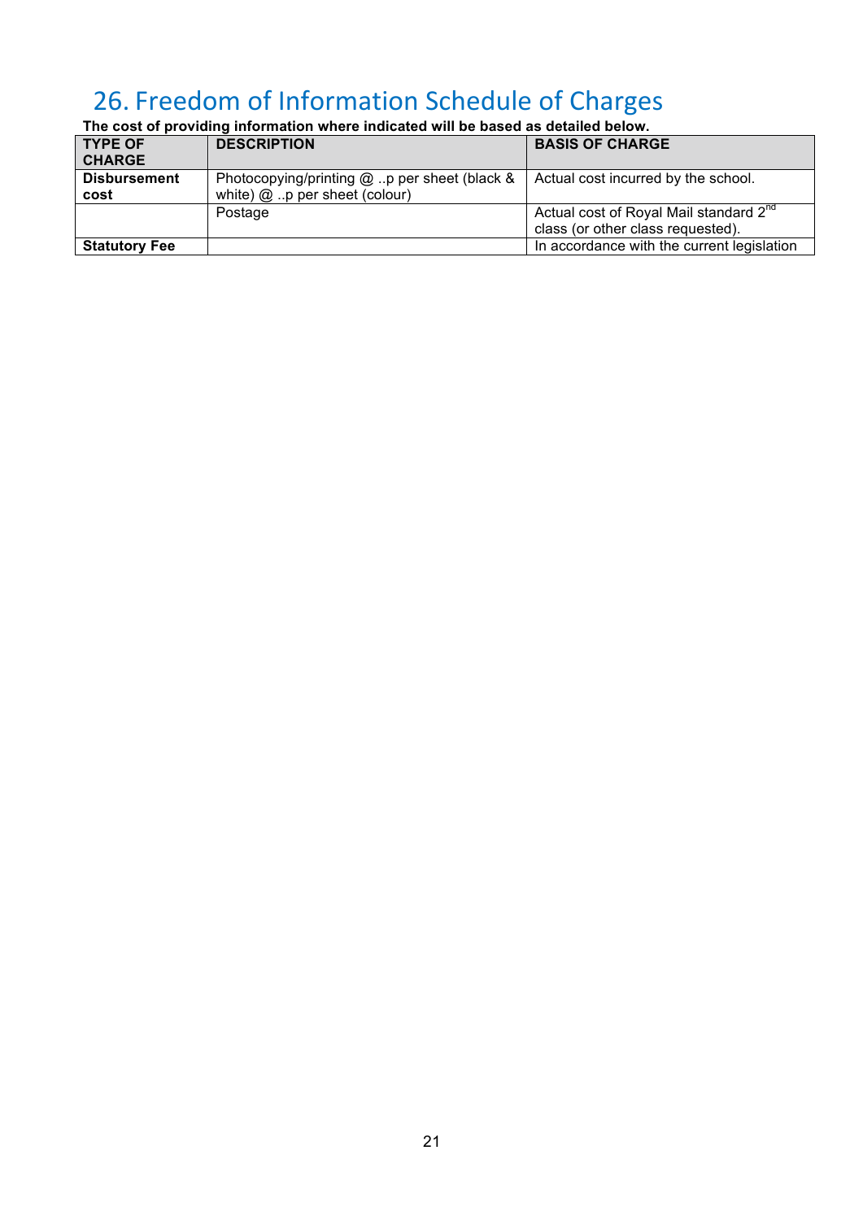# 26. Freedom of Information Schedule of Charges

**The cost of providing information where indicated will be based as detailed below.**

| TYPE OF CHARGE | DESCRIPTION | BASIS OF CHARGE |
|---|---|---|
| **Disbursement cost** | Photocopying/printing @ ..p per sheet (black & white) @ ..p per sheet (colour) | Actual cost incurred by the school. |
| | Postage | Actual cost of Royal Mail standard 2nd class (or other class requested). |
| **Statutory Fee** | | In accordance with the current legislation |